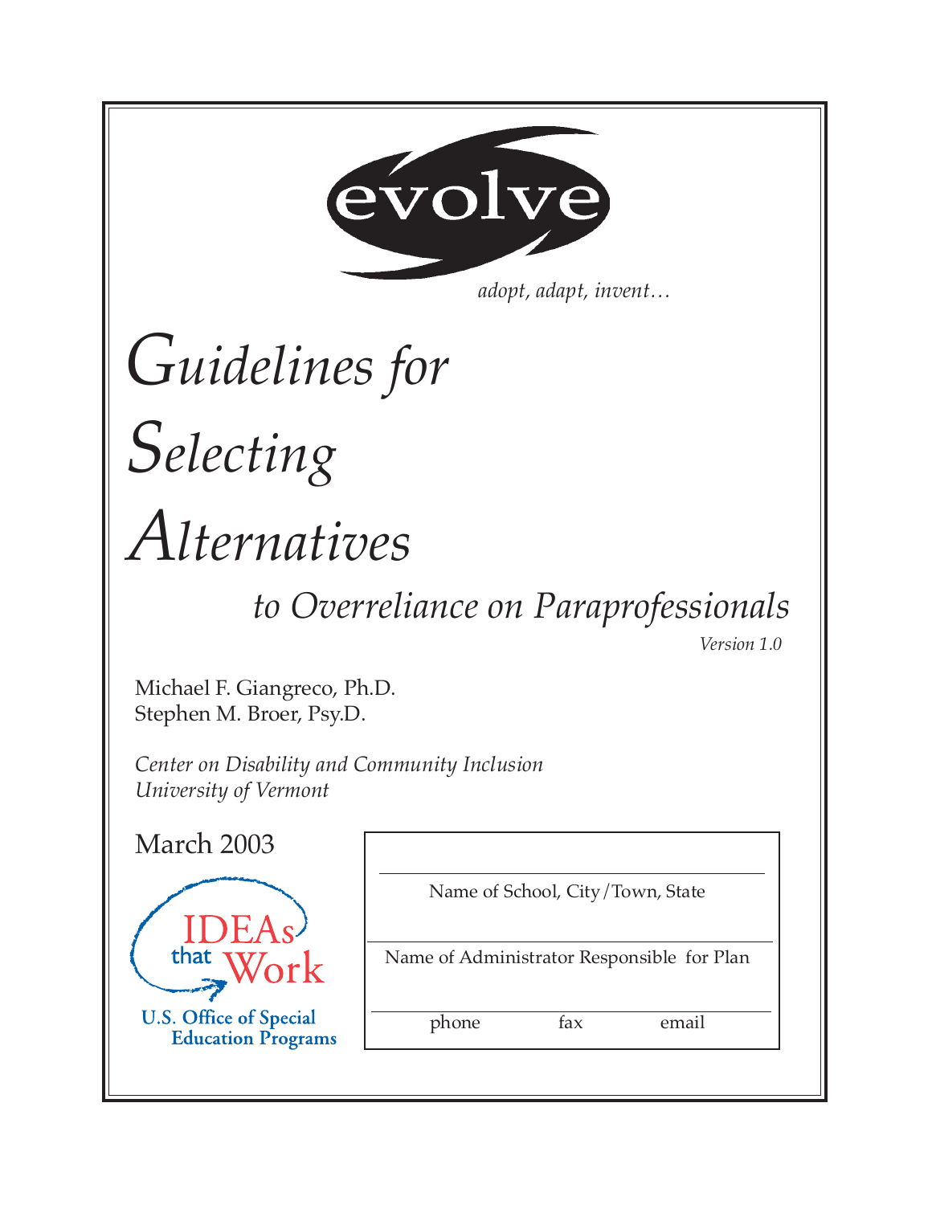evolve

*adopt, adapt, invent…*

# *Guidelines for Selecting Alternatives*

## *to Overreliance on Paraprofessionals*

*Version 1.0*

Michael F. Giangreco, Ph.D.
Stephen M. Broer, Psy.D.

*Center on Disability and Community Inclusion*
*University of Vermont*

March 2003

IDEAs that Work

U.S. Office of Special Education Programs

Name of School, City/Town, State

Name of Administrator Responsible for Plan

phone fax email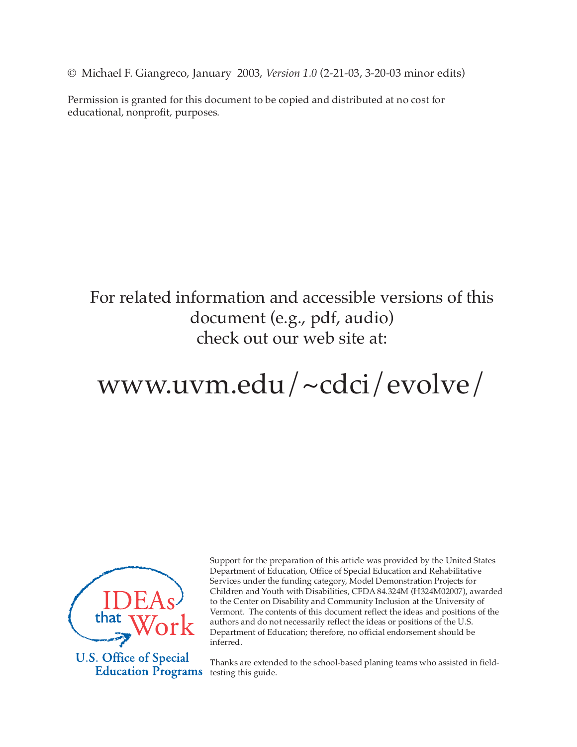© Michael F. Giangreco, January 2003, *Version 1.0* (2-21-03, 3-20-03 minor edits)

Permission is granted for this document to be copied and distributed at no cost for educational, nonprofit, purposes.

For related information and accessible versions of this document (e.g., pdf, audio) check out our web site at:

www.uvm.edu/~cdci/evolve/

IDEAs that Work

U.S. Office of Special Education Programs

Support for the preparation of this article was provided by the United States Department of Education, Office of Special Education and Rehabilitative Services under the funding category, Model Demonstration Projects for Children and Youth with Disabilities, CFDA 84.324M (H324M02007), awarded to the Center on Disability and Community Inclusion at the University of Vermont. The contents of this document reflect the ideas and positions of the authors and do not necessarily reflect the ideas or positions of the U.S. Department of Education; therefore, no official endorsement should be inferred.

Thanks are extended to the school-based planing teams who assisted in field-testing this guide.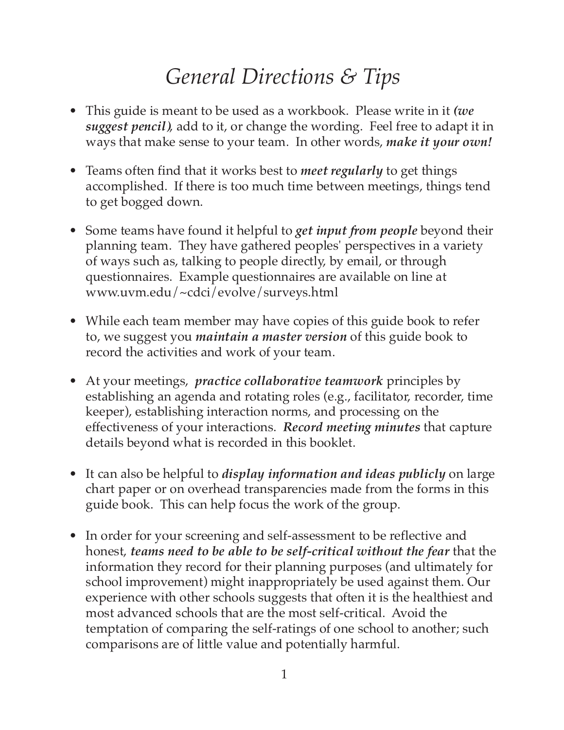# *General Directions & Tips*

- This guide is meant to be used as a workbook. Please write in it ***(we suggest pencil)***, add to it, or change the wording. Feel free to adapt it in ways that make sense to your team. In other words, ***make it your own!***

- Teams often find that it works best to ***meet regularly*** to get things accomplished. If there is too much time between meetings, things tend to get bogged down.

- Some teams have found it helpful to ***get input from people*** beyond their planning team. They have gathered peoples' perspectives in a variety of ways such as, talking to people directly, by email, or through questionnaires. Example questionnaires are available on line at www.uvm.edu/~cdci/evolve/surveys.html

- While each team member may have copies of this guide book to refer to, we suggest you ***maintain a master version*** of this guide book to record the activities and work of your team.

- At your meetings, ***practice collaborative teamwork*** principles by establishing an agenda and rotating roles (e.g., facilitator, recorder, time keeper), establishing interaction norms, and processing on the effectiveness of your interactions. ***Record meeting minutes*** that capture details beyond what is recorded in this booklet.

- It can also be helpful to ***display information and ideas publicly*** on large chart paper or on overhead transparencies made from the forms in this guide book. This can help focus the work of the group.

- In order for your screening and self-assessment to be reflective and honest, ***teams need to be able to be self-critical without the fear*** that the information they record for their planning purposes (and ultimately for school improvement) might inappropriately be used against them. Our experience with other schools suggests that often it is the healthiest and most advanced schools that are the most self-critical. Avoid the temptation of comparing the self-ratings of one school to another; such comparisons are of little value and potentially harmful.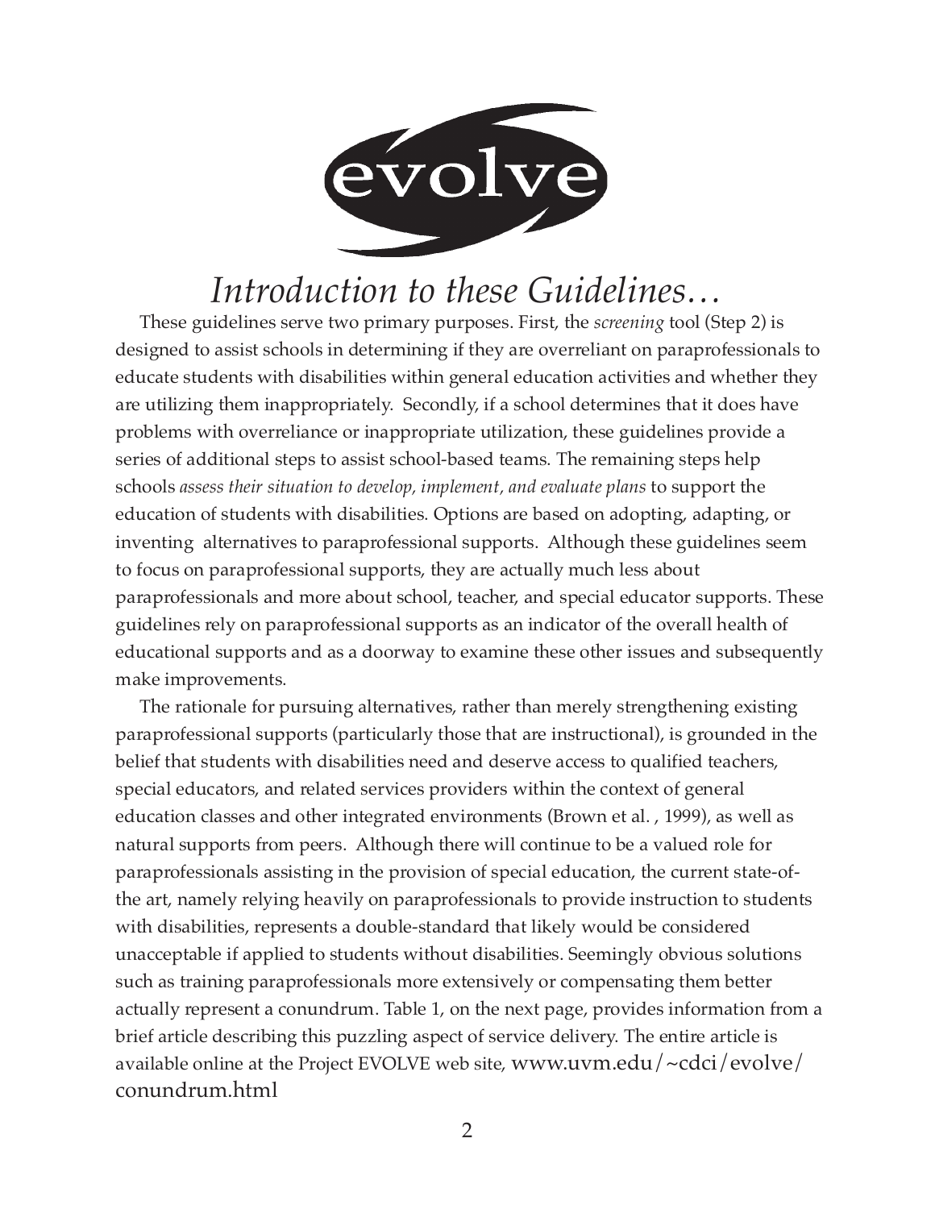# *Introduction to these Guidelines…*

These guidelines serve two primary purposes. First, the *screening* tool (Step 2) is designed to assist schools in determining if they are overreliant on paraprofessionals to educate students with disabilities within general education activities and whether they are utilizing them inappropriately. Secondly, if a school determines that it does have problems with overreliance or inappropriate utilization, these guidelines provide a series of additional steps to assist school-based teams. The remaining steps help schools *assess their situation to develop, implement, and evaluate plans* to support the education of students with disabilities. Options are based on adopting, adapting, or inventing alternatives to paraprofessional supports. Although these guidelines seem to focus on paraprofessional supports, they are actually much less about paraprofessionals and more about school, teacher, and special educator supports. These guidelines rely on paraprofessional supports as an indicator of the overall health of educational supports and as a doorway to examine these other issues and subsequently make improvements.

The rationale for pursuing alternatives, rather than merely strengthening existing paraprofessional supports (particularly those that are instructional), is grounded in the belief that students with disabilities need and deserve access to qualified teachers, special educators, and related services providers within the context of general education classes and other integrated environments (Brown et al. , 1999), as well as natural supports from peers. Although there will continue to be a valued role for paraprofessionals assisting in the provision of special education, the current state-of-the art, namely relying heavily on paraprofessionals to provide instruction to students with disabilities, represents a double-standard that likely would be considered unacceptable if applied to students without disabilities. Seemingly obvious solutions such as training paraprofessionals more extensively or compensating them better actually represent a conundrum. Table 1, on the next page, provides information from a brief article describing this puzzling aspect of service delivery. The entire article is available online at the Project EVOLVE web site, www.uvm.edu/~cdci/evolve/conundrum.html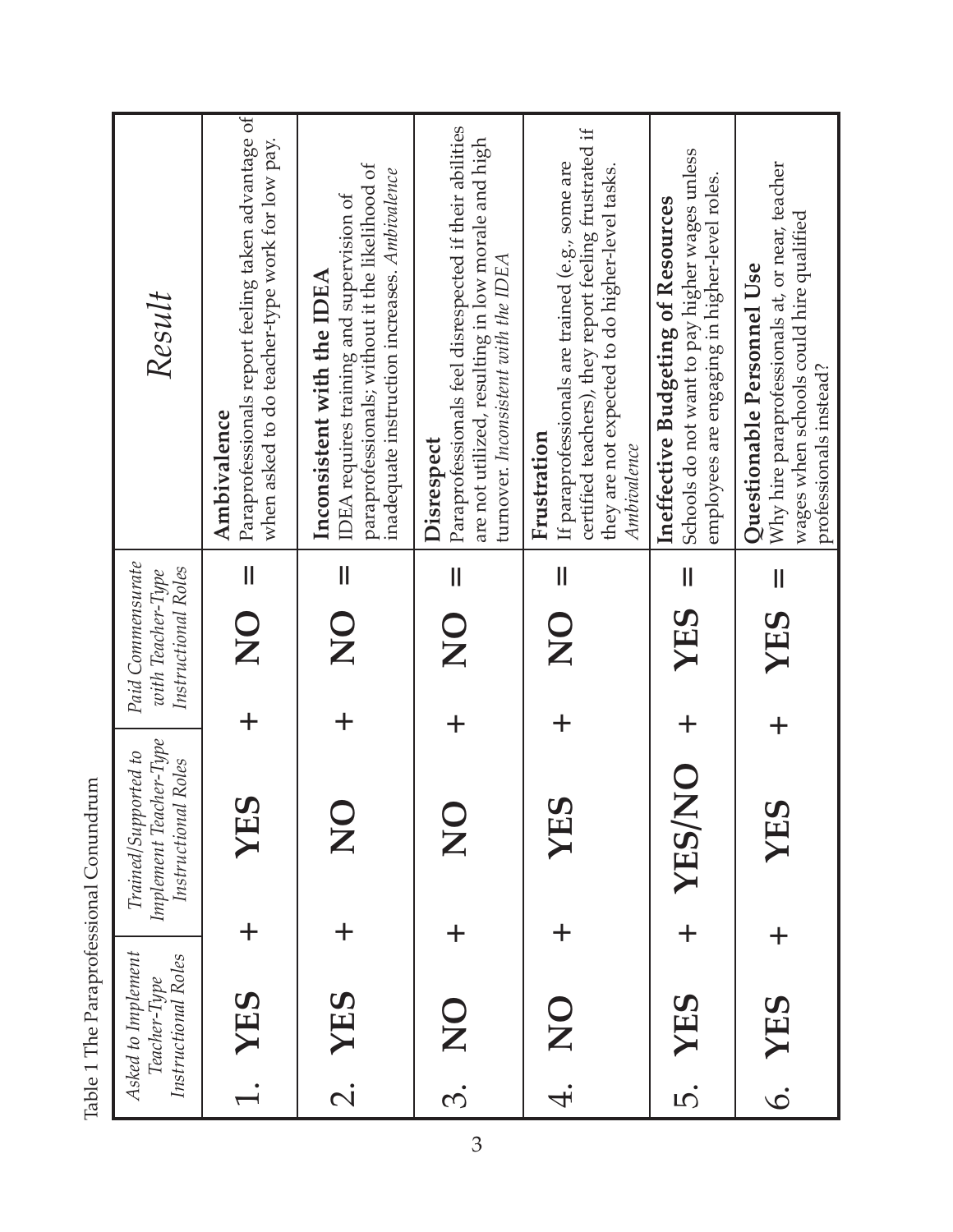Table 1 The Paraprofessional Conundrum

| | *Asked to Implement Teacher-Type Instructional Roles* | | *Trained/Supported to Implement Teacher-Type Instructional Roles* | | *Paid Commensurate with Teacher-Type Instructional Roles* | | *Result* |
|---|---|---|---|---|---|---|---|
| 1. | **YES** | + | **YES** | + | **NO** | = | **Ambivalence** Paraprofessionals report feeling taken advantage of when asked to do teacher-type work for low pay. |
| 2. | **YES** | + | **NO** | + | **NO** | = | **Inconsistent with the IDEA** IDEA requires training and supervision of paraprofessionals; without it the likelihood of inadequate instruction increases. *Ambivalence* |
| 3. | **NO** | + | **NO** | + | **NO** | = | **Disrespect** Paraprofessionals feel disrespected if their abilities are not utilized, resulting in low morale and high turnover. *Inconsistent with the IDEA* |
| 4. | **NO** | + | **YES** | + | **NO** | = | **Frustration** If paraprofessionals are trained (e.g., some are certified teachers), they report feeling frustrated if they are not expected to do higher-level tasks. *Ambivalence* |
| 5. | **YES** | + | **YES/NO** | + | **YES** | = | **Ineffective Budgeting of Resources** Schools do not want to pay higher wages unless employees are engaging in higher-level roles. |
| 6. | **YES** | + | **YES** | + | **YES** | = | **Questionable Personnel Use** Why hire paraprofessionals at, or near, teacher wages when schools could hire qualified professionals instead? |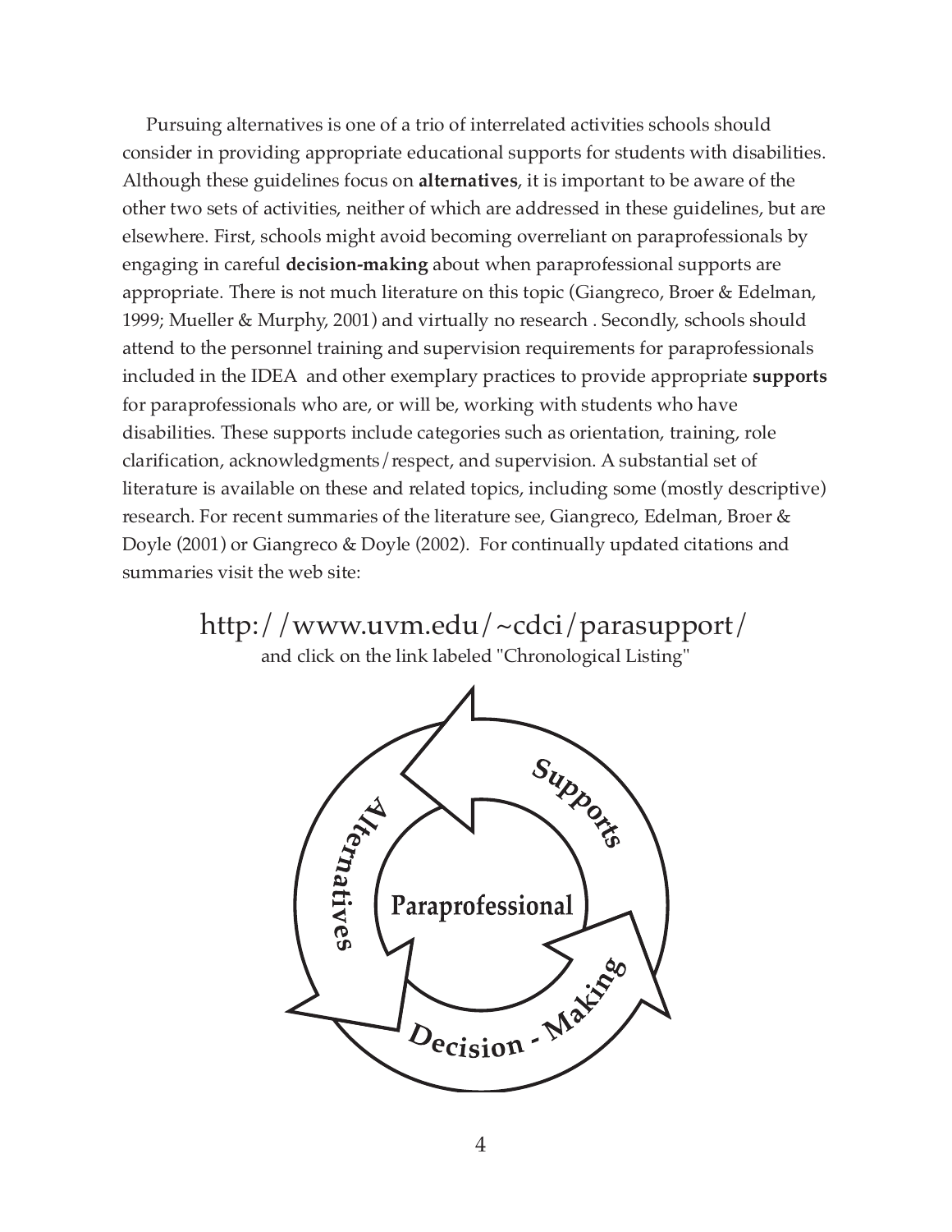Pursuing alternatives is one of a trio of interrelated activities schools should consider in providing appropriate educational supports for students with disabilities. Although these guidelines focus on **alternatives**, it is important to be aware of the other two sets of activities, neither of which are addressed in these guidelines, but are elsewhere. First, schools might avoid becoming overreliant on paraprofessionals by engaging in careful **decision-making** about when paraprofessional supports are appropriate. There is not much literature on this topic (Giangreco, Broer & Edelman, 1999; Mueller & Murphy, 2001) and virtually no research . Secondly, schools should attend to the personnel training and supervision requirements for paraprofessionals included in the IDEA and other exemplary practices to provide appropriate **supports** for paraprofessionals who are, or will be, working with students who have disabilities. These supports include categories such as orientation, training, role clarification, acknowledgments/respect, and supervision. A substantial set of literature is available on these and related topics, including some (mostly descriptive) research. For recent summaries of the literature see, Giangreco, Edelman, Broer & Doyle (2001) or Giangreco & Doyle (2002). For continually updated citations and summaries visit the web site:

http://www.uvm.edu/~cdci/parasupport/

and click on the link labeled "Chronological Listing"

Supports

Alternatives

Paraprofessional

Decision - Making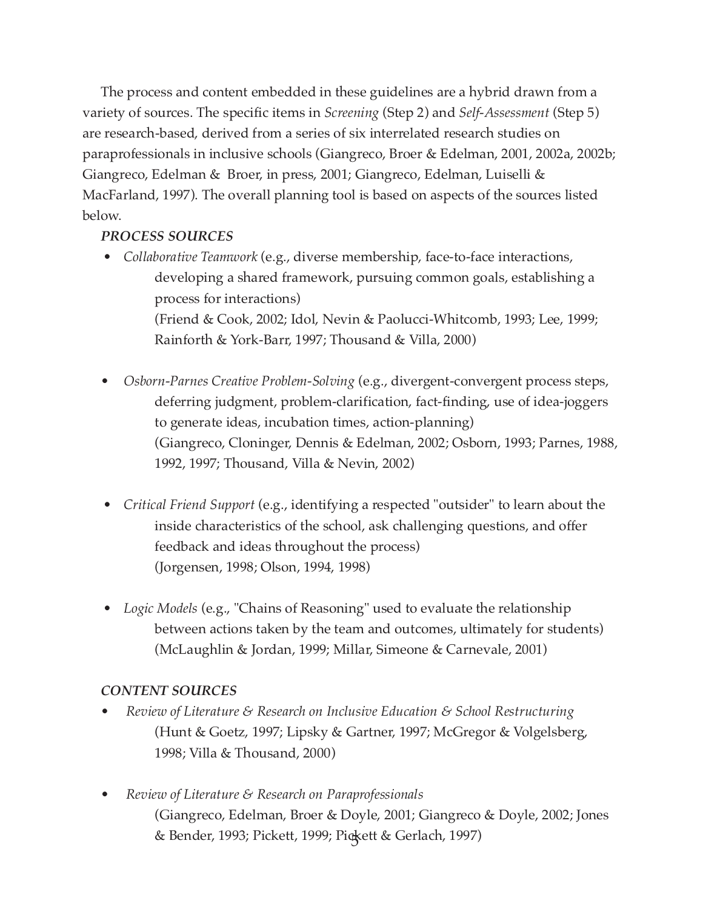The process and content embedded in these guidelines are a hybrid drawn from a variety of sources. The specific items in *Screening* (Step 2) and *Self-Assessment* (Step 5) are research-based, derived from a series of six interrelated research studies on paraprofessionals in inclusive schools (Giangreco, Broer & Edelman, 2001, 2002a, 2002b; Giangreco, Edelman & Broer, in press, 2001; Giangreco, Edelman, Luiselli & MacFarland, 1997). The overall planning tool is based on aspects of the sources listed below.

***PROCESS SOURCES***

- *Collaborative Teamwork* (e.g., diverse membership, face-to-face interactions, developing a shared framework, pursuing common goals, establishing a process for interactions)
  (Friend & Cook, 2002; Idol, Nevin & Paolucci-Whitcomb, 1993; Lee, 1999; Rainforth & York-Barr, 1997; Thousand & Villa, 2000)

- *Osborn-Parnes Creative Problem-Solving* (e.g., divergent-convergent process steps, deferring judgment, problem-clarification, fact-finding, use of idea-joggers to generate ideas, incubation times, action-planning)
  (Giangreco, Cloninger, Dennis & Edelman, 2002; Osborn, 1993; Parnes, 1988, 1992, 1997; Thousand, Villa & Nevin, 2002)

- *Critical Friend Support* (e.g., identifying a respected "outsider" to learn about the inside characteristics of the school, ask challenging questions, and offer feedback and ideas throughout the process)
  (Jorgensen, 1998; Olson, 1994, 1998)

- *Logic Models* (e.g., "Chains of Reasoning" used to evaluate the relationship between actions taken by the team and outcomes, ultimately for students)
  (McLaughlin & Jordan, 1999; Millar, Simeone & Carnevale, 2001)

***CONTENT SOURCES***

- *Review of Literature & Research on Inclusive Education & School Restructuring*
  (Hunt & Goetz, 1997; Lipsky & Gartner, 1997; McGregor & Volgelsberg, 1998; Villa & Thousand, 2000)

- *Review of Literature & Research on Paraprofessionals*
  (Giangreco, Edelman, Broer & Doyle, 2001; Giangreco & Doyle, 2002; Jones & Bender, 1993; Pickett, 1999; Pickett & Gerlach, 1997)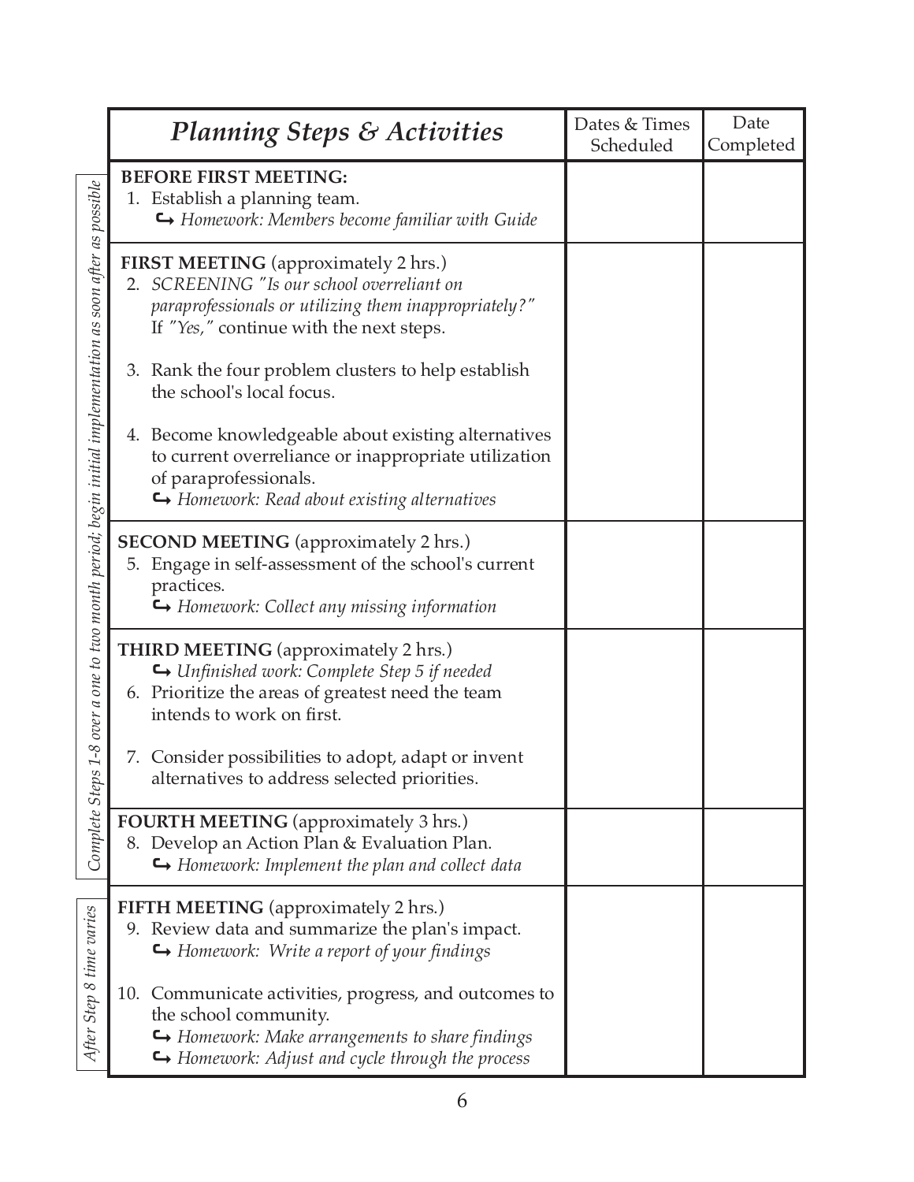| *Planning Steps & Activities* | Dates & Times Scheduled | Date Completed |
|---|---|---|
| **BEFORE FIRST MEETING:**<br>1. Establish a planning team.<br>↪ *Homework: Members become familiar with Guide* | | |
| **FIRST MEETING** (approximately 2 hrs.)<br>2. *SCREENING "Is our school overreliant on paraprofessionals or utilizing them inappropriately?"* If *"Yes,"* continue with the next steps.<br><br>3. Rank the four problem clusters to help establish the school's local focus.<br><br>4. Become knowledgeable about existing alternatives to current overreliance or inappropriate utilization of paraprofessionals.<br>↪ *Homework: Read about existing alternatives* | | |
| **SECOND MEETING** (approximately 2 hrs.)<br>5. Engage in self-assessment of the school's current practices.<br>↪ *Homework: Collect any missing information* | | |
| **THIRD MEETING** (approximately 2 hrs.)<br>↪ *Unfinished work: Complete Step 5 if needed*<br>6. Prioritize the areas of greatest need the team intends to work on first.<br><br>7. Consider possibilities to adopt, adapt or invent alternatives to address selected priorities. | | |
| **FOURTH MEETING** (approximately 3 hrs.)<br>8. Develop an Action Plan & Evaluation Plan.<br>↪ *Homework: Implement the plan and collect data* | | |
| **FIFTH MEETING** (approximately 2 hrs.)<br>9. Review data and summarize the plan's impact.<br>↪ *Homework: Write a report of your findings*<br><br>10. Communicate activities, progress, and outcomes to the school community.<br>↪ *Homework: Make arrangements to share findings*<br>↪ *Homework: Adjust and cycle through the process* | | |

*Complete Steps 1-8 over a one to two month period; begin initial implementation as soon after as possible*

*After Step 8 time varies*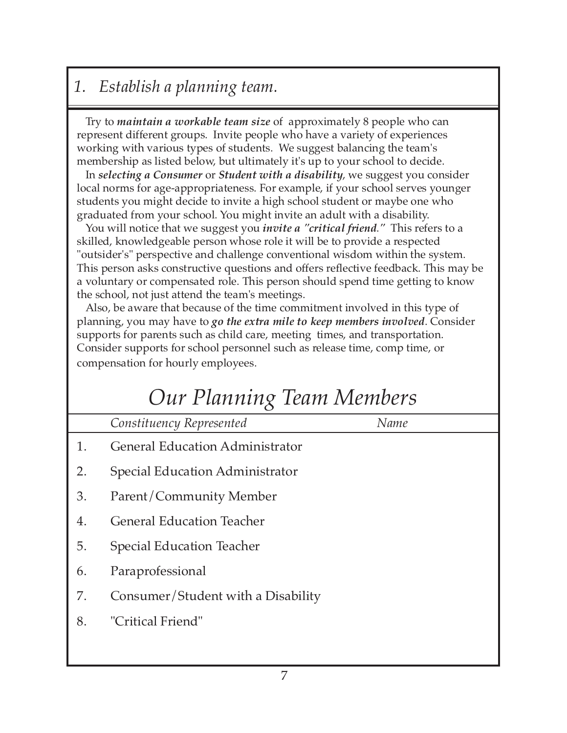## *1. Establish a planning team.*

Try to ***maintain a workable team size*** of approximately 8 people who can represent different groups. Invite people who have a variety of experiences working with various types of students. We suggest balancing the team's membership as listed below, but ultimately it's up to your school to decide.

In ***selecting a Consumer*** or ***Student with a disability***, we suggest you consider local norms for age-appropriateness. For example, if your school serves younger students you might decide to invite a high school student or maybe one who graduated from your school. You might invite an adult with a disability.

You will notice that we suggest you ***invite a "critical friend."*** This refers to a skilled, knowledgeable person whose role it will be to provide a respected "outsider's" perspective and challenge conventional wisdom within the system. This person asks constructive questions and offers reflective feedback. This may be a voluntary or compensated role. This person should spend time getting to know the school, not just attend the team's meetings.

Also, be aware that because of the time commitment involved in this type of planning, you may have to ***go the extra mile to keep members involved***. Consider supports for parents such as child care, meeting times, and transportation. Consider supports for school personnel such as release time, comp time, or compensation for hourly employees.

# *Our Planning Team Members*

| | *Constituency Represented* | *Name* |
|---|---|---|
| 1. | General Education Administrator | |
| 2. | Special Education Administrator | |
| 3. | Parent/Community Member | |
| 4. | General Education Teacher | |
| 5. | Special Education Teacher | |
| 6. | Paraprofessional | |
| 7. | Consumer/Student with a Disability | |
| 8. | "Critical Friend" | |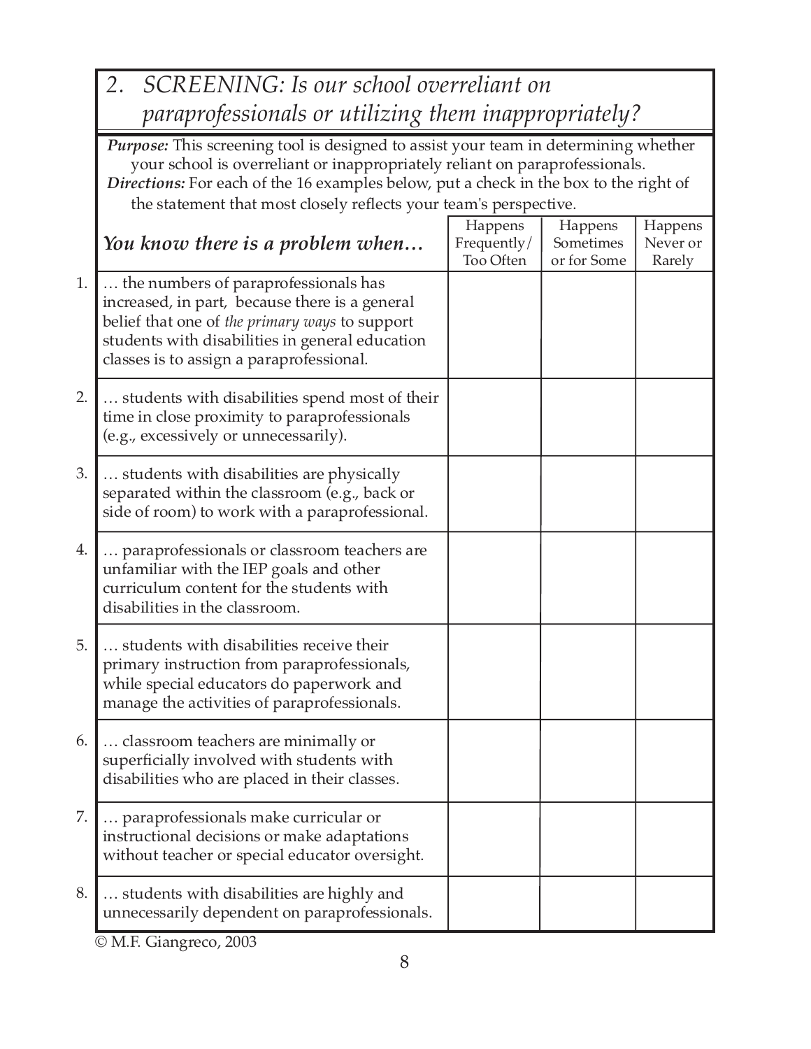## 2. SCREENING: Is our school overreliant on paraprofessionals or utilizing them inappropriately?

***Purpose:*** This screening tool is designed to assist your team in determining whether your school is overreliant or inappropriately reliant on paraprofessionals.

***Directions:*** For each of the 16 examples below, put a check in the box to the right of the statement that most closely reflects your team's perspective.

| | ***You know there is a problem when…*** | Happens Frequently/ Too Often | Happens Sometimes or for Some | Happens Never or Rarely |
|---|---|---|---|---|
| 1. | … the numbers of paraprofessionals has increased, in part, because there is a general belief that one of *the primary ways* to support students with disabilities in general education classes is to assign a paraprofessional. | | | |
| 2. | … students with disabilities spend most of their time in close proximity to paraprofessionals (e.g., excessively or unnecessarily). | | | |
| 3. | … students with disabilities are physically separated within the classroom (e.g., back or side of room) to work with a paraprofessional. | | | |
| 4. | … paraprofessionals or classroom teachers are unfamiliar with the IEP goals and other curriculum content for the students with disabilities in the classroom. | | | |
| 5. | … students with disabilities receive their primary instruction from paraprofessionals, while special educators do paperwork and manage the activities of paraprofessionals. | | | |
| 6. | … classroom teachers are minimally or superficially involved with students with disabilities who are placed in their classes. | | | |
| 7. | … paraprofessionals make curricular or instructional decisions or make adaptations without teacher or special educator oversight. | | | |
| 8. | … students with disabilities are highly and unnecessarily dependent on paraprofessionals. | | | |

© M.F. Giangreco, 2003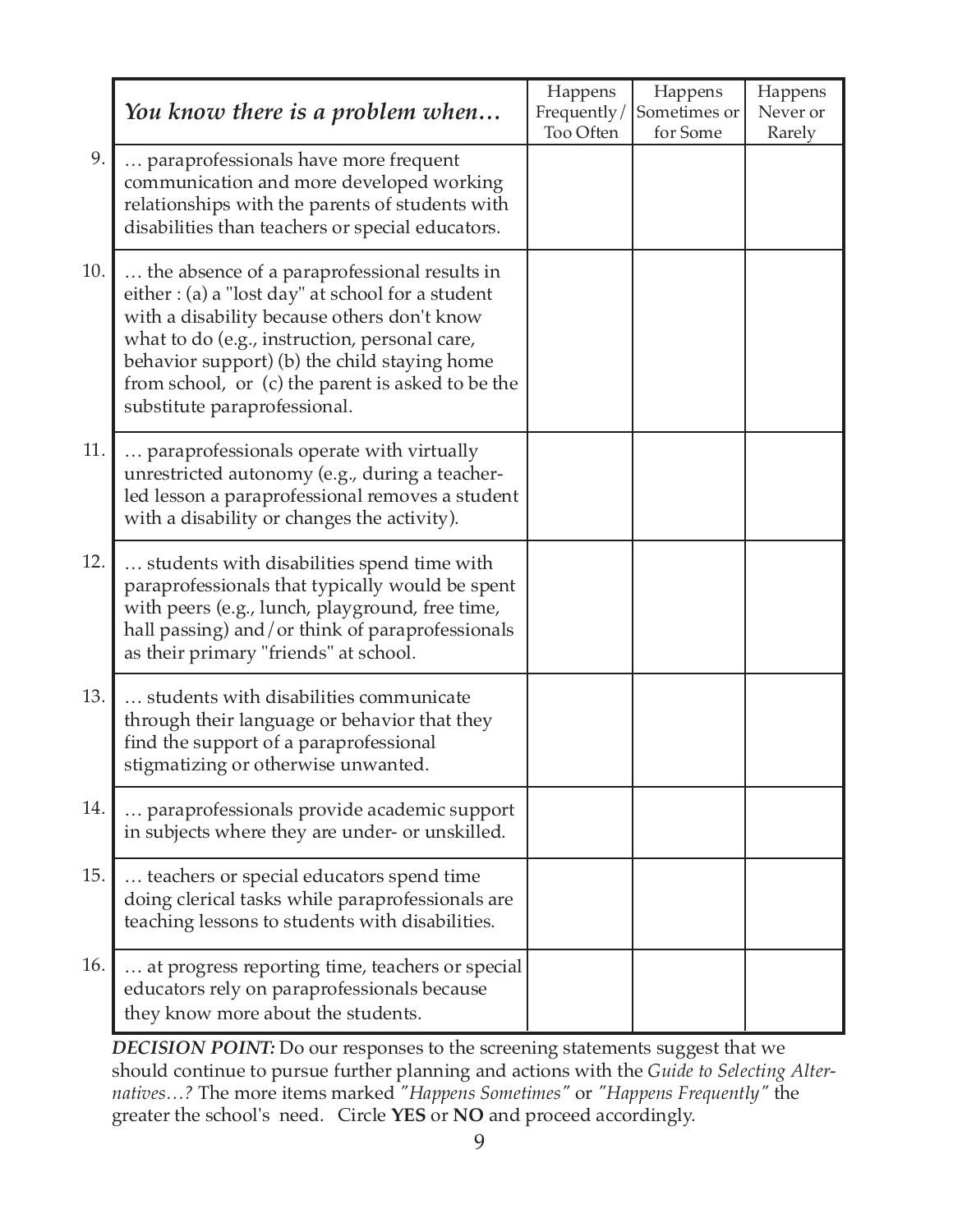| | *You know there is a problem when…* | Happens Frequently/ Too Often | Happens Sometimes or for Some | Happens Never or Rarely |
|---|---|---|---|---|
| 9. | … paraprofessionals have more frequent communication and more developed working relationships with the parents of students with disabilities than teachers or special educators. | | | |
| 10. | … the absence of a paraprofessional results in either : (a) a "lost day" at school for a student with a disability because others don't know what to do (e.g., instruction, personal care, behavior support) (b) the child staying home from school, or (c) the parent is asked to be the substitute paraprofessional. | | | |
| 11. | … paraprofessionals operate with virtually unrestricted autonomy (e.g., during a teacher-led lesson a paraprofessional removes a student with a disability or changes the activity). | | | |
| 12. | … students with disabilities spend time with paraprofessionals that typically would be spent with peers (e.g., lunch, playground, free time, hall passing) and/or think of paraprofessionals as their primary "friends" at school. | | | |
| 13. | … students with disabilities communicate through their language or behavior that they find the support of a paraprofessional stigmatizing or otherwise unwanted. | | | |
| 14. | … paraprofessionals provide academic support in subjects where they are under- or unskilled. | | | |
| 15. | … teachers or special educators spend time doing clerical tasks while paraprofessionals are teaching lessons to students with disabilities. | | | |
| 16. | … at progress reporting time, teachers or special educators rely on paraprofessionals because they know more about the students. | | | |

***DECISION POINT:*** Do our responses to the screening statements suggest that we should continue to pursue further planning and actions with the *Guide to Selecting Alternatives…?* The more items marked *"Happens Sometimes"* or *"Happens Frequently"* the greater the school's need. Circle **YES** or **NO** and proceed accordingly.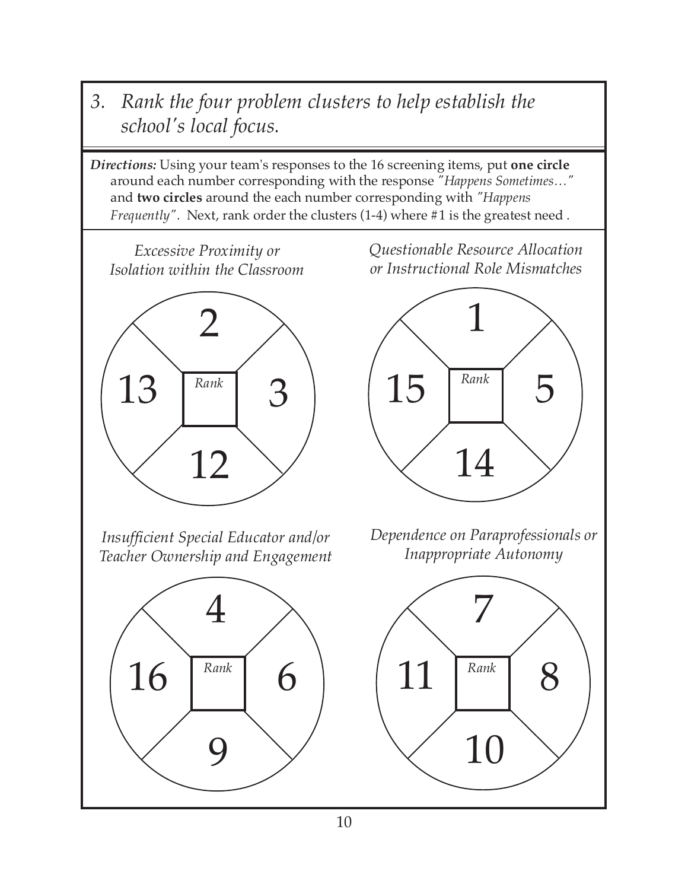## 3. *Rank the four problem clusters to help establish the school's local focus.*

***Directions:*** Using your team's responses to the 16 screening items, put **one circle** around each number corresponding with the response *"Happens Sometimes…"* and **two circles** around the each number corresponding with *"Happens Frequently"*. Next, rank order the clusters (1-4) where #1 is the greatest need .

*Excessive Proximity or Isolation within the Classroom*

| | | |
|---|---|---|
| | 2 | |
| 13 | *Rank* | 3 |
| | 12 | |

*Questionable Resource Allocation or Instructional Role Mismatches*

| | | |
|---|---|---|
| | 1 | |
| 15 | *Rank* | 5 |
| | 14 | |

*Insufficient Special Educator and/or Teacher Ownership and Engagement*

| | | |
|---|---|---|
| | 4 | |
| 16 | *Rank* | 6 |
| | 9 | |

*Dependence on Paraprofessionals or Inappropriate Autonomy*

| | | |
|---|---|---|
| | 7 | |
| 11 | *Rank* | 8 |
| | 10 | |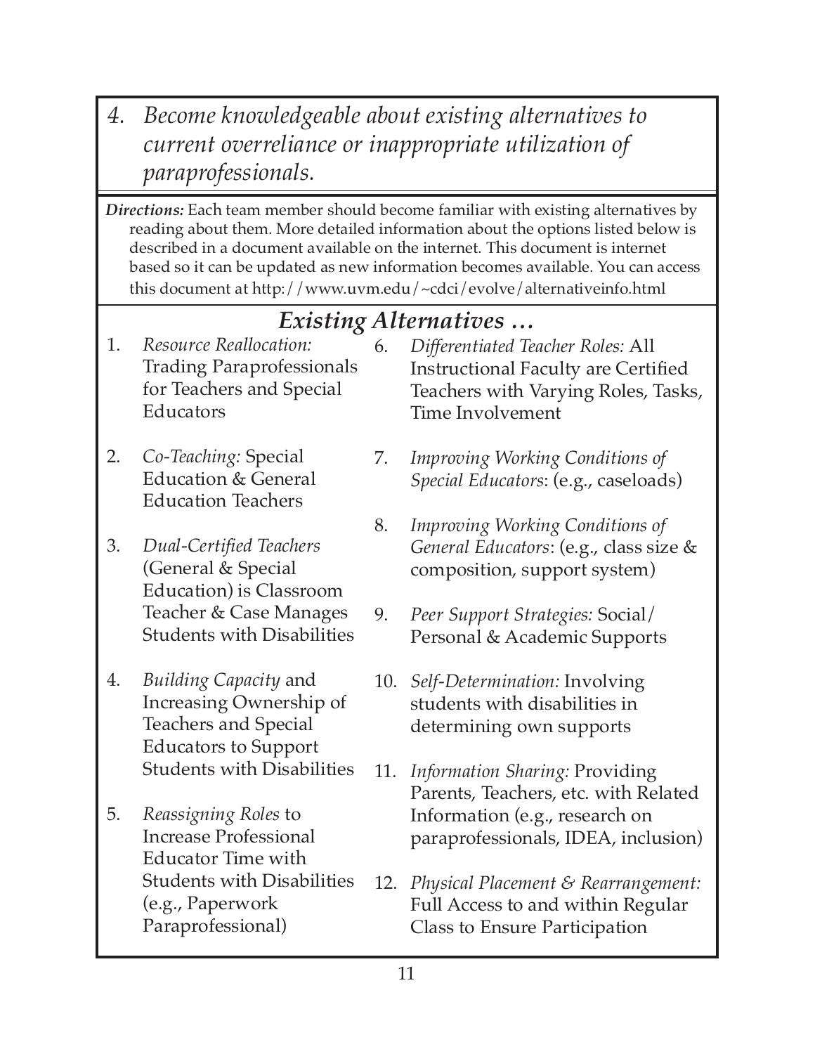# *4. Become knowledgeable about existing alternatives to current overreliance or inappropriate utilization of paraprofessionals.*

***Directions:*** Each team member should become familiar with existing alternatives by reading about them. More detailed information about the options listed below is described in a document available on the internet. This document is internet based so it can be updated as new information becomes available. You can access this document at http://www.uvm.edu/~cdci/evolve/alternativeinfo.html

## *Existing Alternatives …*

1. *Resource Reallocation:* Trading Paraprofessionals for Teachers and Special Educators
2. *Co-Teaching:* Special Education & General Education Teachers
3. *Dual-Certified Teachers* (General & Special Education) is Classroom Teacher & Case Manages Students with Disabilities
4. *Building Capacity* and Increasing Ownership of Teachers and Special Educators to Support Students with Disabilities
5. *Reassigning Roles* to Increase Professional Educator Time with Students with Disabilities (e.g., Paperwork Paraprofessional)
6. *Differentiated Teacher Roles:* All Instructional Faculty are Certified Teachers with Varying Roles, Tasks, Time Involvement
7. *Improving Working Conditions of Special Educators*: (e.g., caseloads)
8. *Improving Working Conditions of General Educators*: (e.g., class size & composition, support system)
9. *Peer Support Strategies:* Social/ Personal & Academic Supports
10. *Self-Determination:* Involving students with disabilities in determining own supports
11. *Information Sharing:* Providing Parents, Teachers, etc. with Related Information (e.g., research on paraprofessionals, IDEA, inclusion)
12. *Physical Placement & Rearrangement:* Full Access to and within Regular Class to Ensure Participation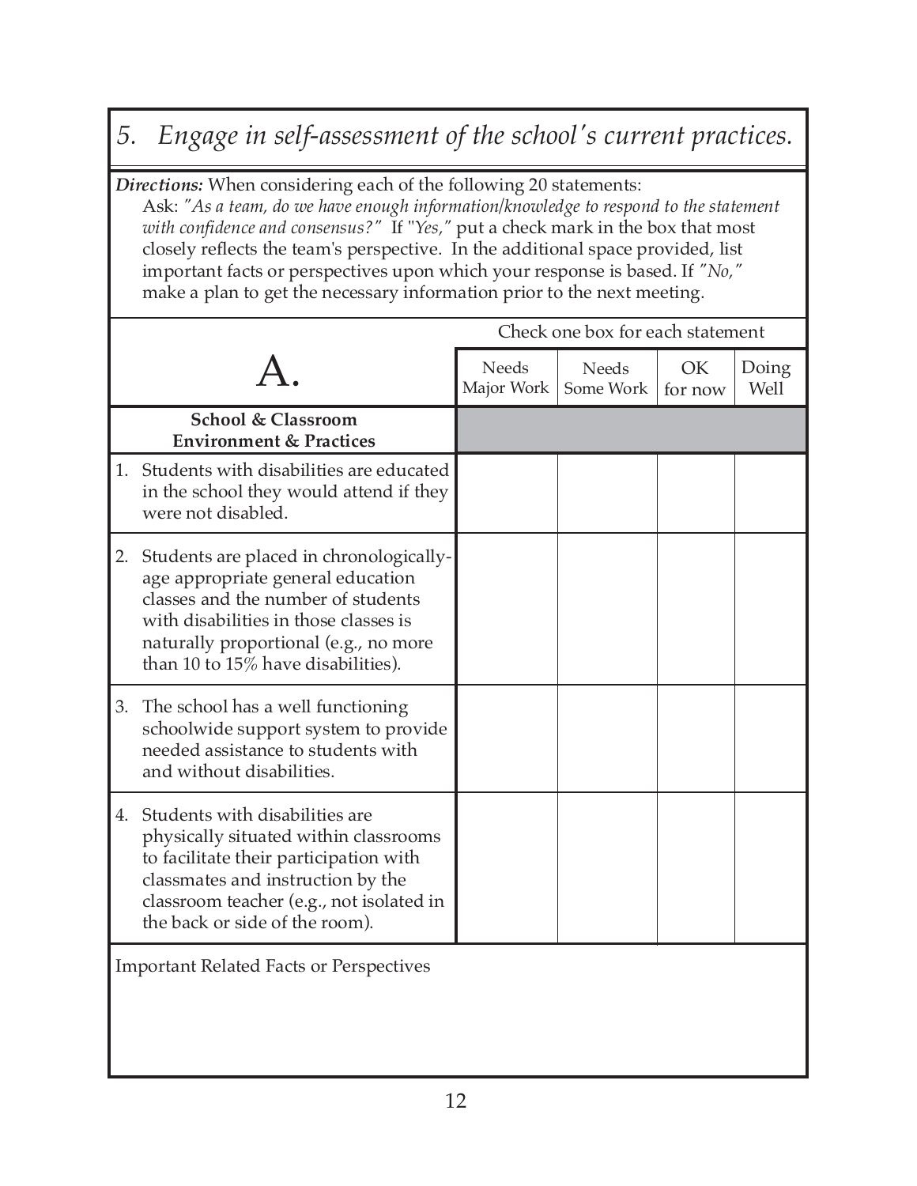## 5. *Engage in self-assessment of the school's current practices.*

***Directions:*** When considering each of the following 20 statements:
Ask: *"As a team, do we have enough information/knowledge to respond to the statement with confidence and consensus?"* If "*Yes,*" put a check mark in the box that most closely reflects the team's perspective. In the additional space provided, list important facts or perspectives upon which your response is based. If *"No,"* make a plan to get the necessary information prior to the next meeting.

Check one box for each statement

| A. | Needs Major Work | Needs Some Work | OK for now | Doing Well |
|---|---|---|---|---|
| **School & Classroom Environment & Practices** | | | | |
| 1. Students with disabilities are educated in the school they would attend if they were not disabled. | | | | |
| 2. Students are placed in chronologically-age appropriate general education classes and the number of students with disabilities in those classes is naturally proportional (e.g., no more than 10 to 15% have disabilities). | | | | |
| 3. The school has a well functioning schoolwide support system to provide needed assistance to students with and without disabilities. | | | | |
| 4. Students with disabilities are physically situated within classrooms to facilitate their participation with classmates and instruction by the classroom teacher (e.g., not isolated in the back or side of the room). | | | | |

Important Related Facts or Perspectives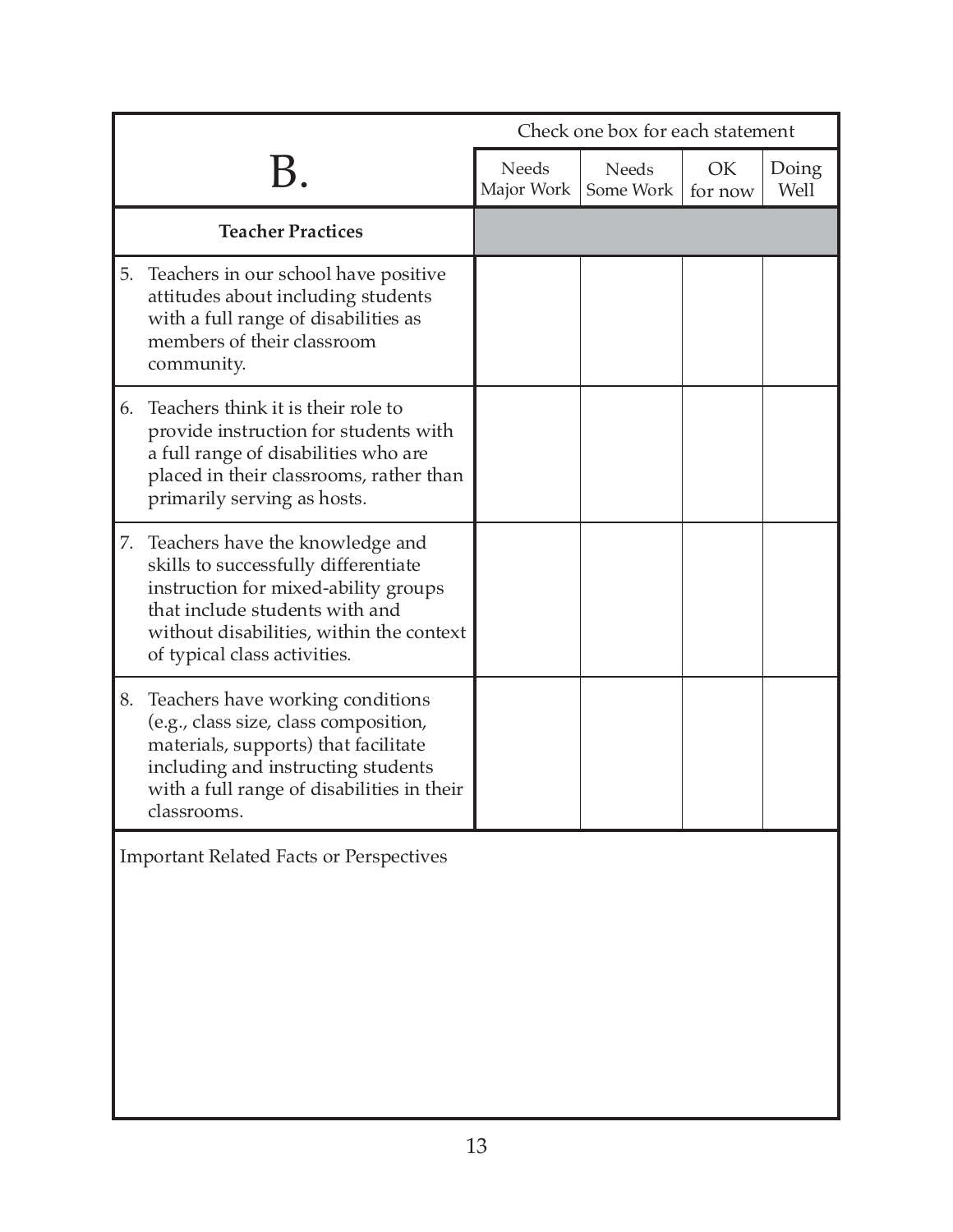| B. | Needs Major Work | Needs Some Work | OK for now | Doing Well |
|---|---|---|---|---|
| | *Check one box for each statement* | | | |
| **Teacher Practices** | | | | |
| 5. Teachers in our school have positive attitudes about including students with a full range of disabilities as members of their classroom community. | | | | |
| 6. Teachers think it is their role to provide instruction for students with a full range of disabilities who are placed in their classrooms, rather than primarily serving as hosts. | | | | |
| 7. Teachers have the knowledge and skills to successfully differentiate instruction for mixed-ability groups that include students with and without disabilities, within the context of typical class activities. | | | | |
| 8. Teachers have working conditions (e.g., class size, class composition, materials, supports) that facilitate including and instructing students with a full range of disabilities in their classrooms. | | | | |

Important Related Facts or Perspectives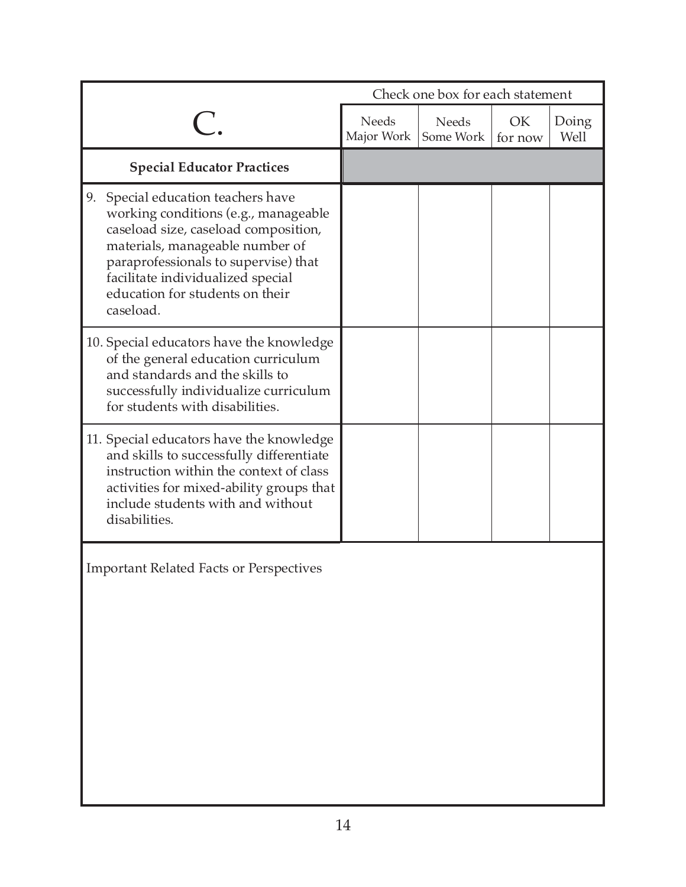| C. | Needs Major Work | Needs Some Work | OK for now | Doing Well |
|---|---|---|---|---|
| | Check one box for each statement | | | |
| **Special Educator Practices** | | | | |
| 9. Special education teachers have working conditions (e.g., manageable caseload size, caseload composition, materials, manageable number of paraprofessionals to supervise) that facilitate individualized special education for students on their caseload. | | | | |
| 10. Special educators have the knowledge of the general education curriculum and standards and the skills to successfully individualize curriculum for students with disabilities. | | | | |
| 11. Special educators have the knowledge and skills to successfully differentiate instruction within the context of class activities for mixed-ability groups that include students with and without disabilities. | | | | |

Important Related Facts or Perspectives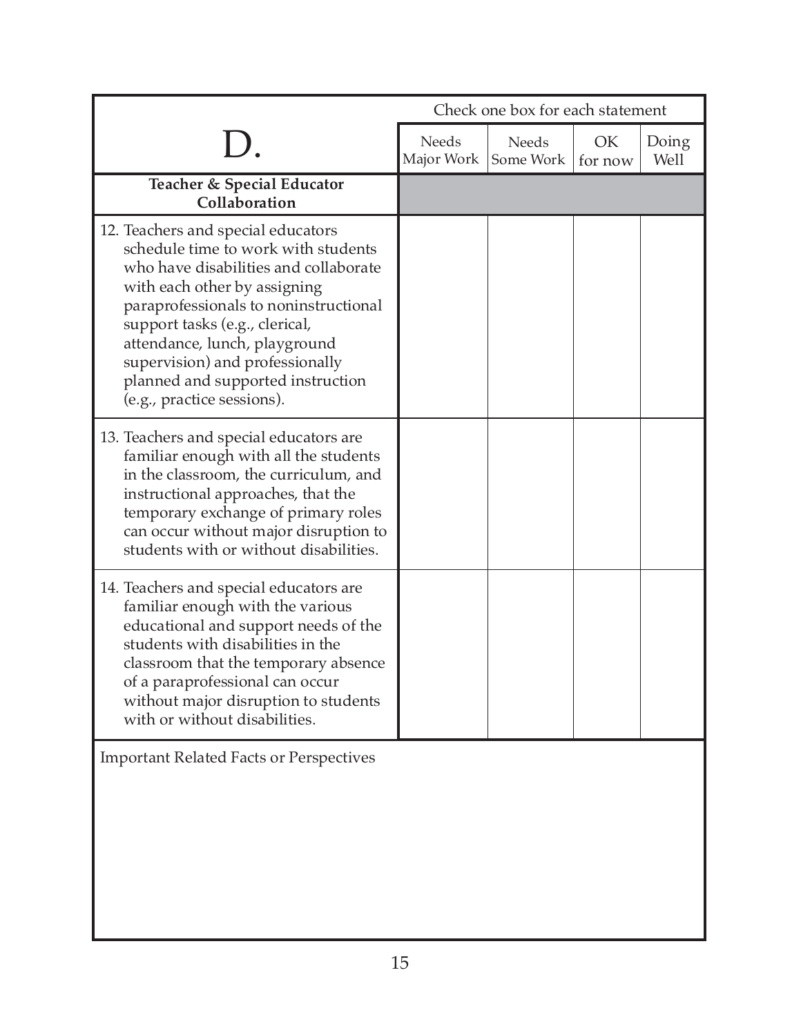| D. | Check one box for each statement | | | |
|---|---|---|---|---|
| | Needs Major Work | Needs Some Work | OK for now | Doing Well |
| **Teacher & Special Educator Collaboration** | | | | |
| 12. Teachers and special educators schedule time to work with students who have disabilities and collaborate with each other by assigning paraprofessionals to noninstructional support tasks (e.g., clerical, attendance, lunch, playground supervision) and professionally planned and supported instruction (e.g., practice sessions). | | | | |
| 13. Teachers and special educators are familiar enough with all the students in the classroom, the curriculum, and instructional approaches, that the temporary exchange of primary roles can occur without major disruption to students with or without disabilities. | | | | |
| 14. Teachers and special educators are familiar enough with the various educational and support needs of the students with disabilities in the classroom that the temporary absence of a paraprofessional can occur without major disruption to students with or without disabilities. | | | | |

Important Related Facts or Perspectives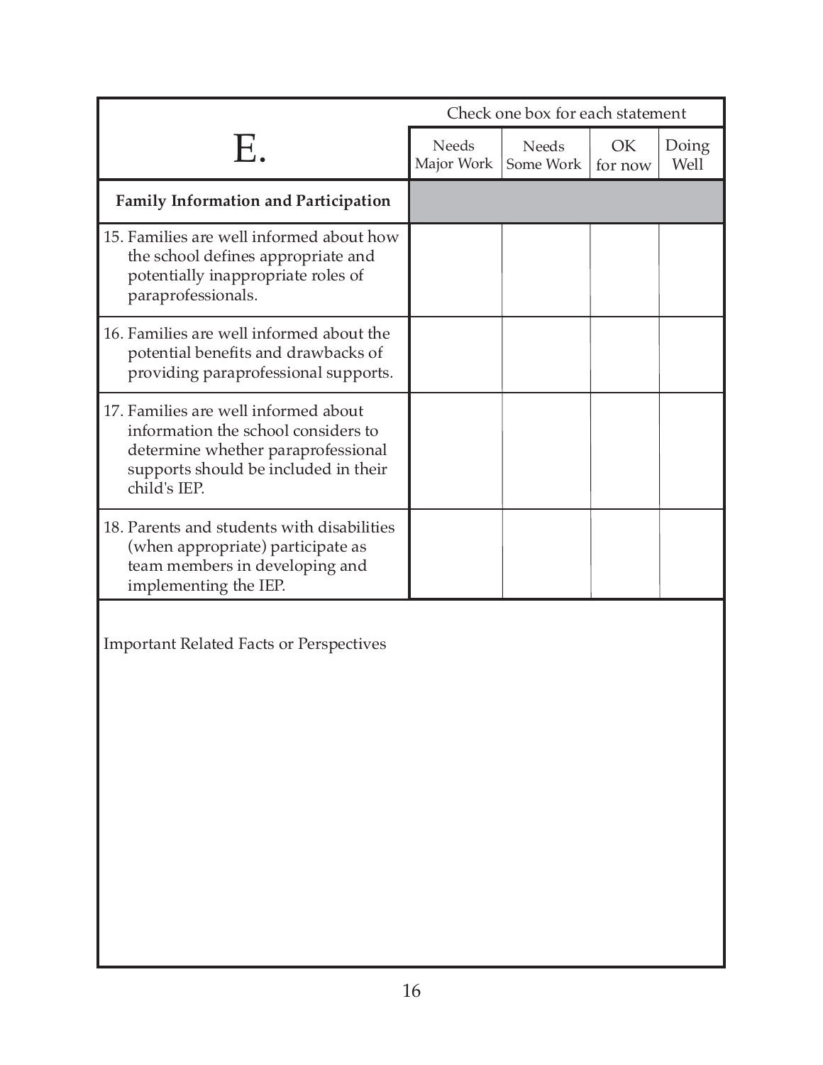| E. | Check one box for each statement | | | |
|---|---|---|---|---|
| | Needs Major Work | Needs Some Work | OK for now | Doing Well |
| **Family Information and Participation** | | | | |
| 15. Families are well informed about how the school defines appropriate and potentially inappropriate roles of paraprofessionals. | | | | |
| 16. Families are well informed about the potential benefits and drawbacks of providing paraprofessional supports. | | | | |
| 17. Families are well informed about information the school considers to determine whether paraprofessional supports should be included in their child's IEP. | | | | |
| 18. Parents and students with disabilities (when appropriate) participate as team members in developing and implementing the IEP. | | | | |

Important Related Facts or Perspectives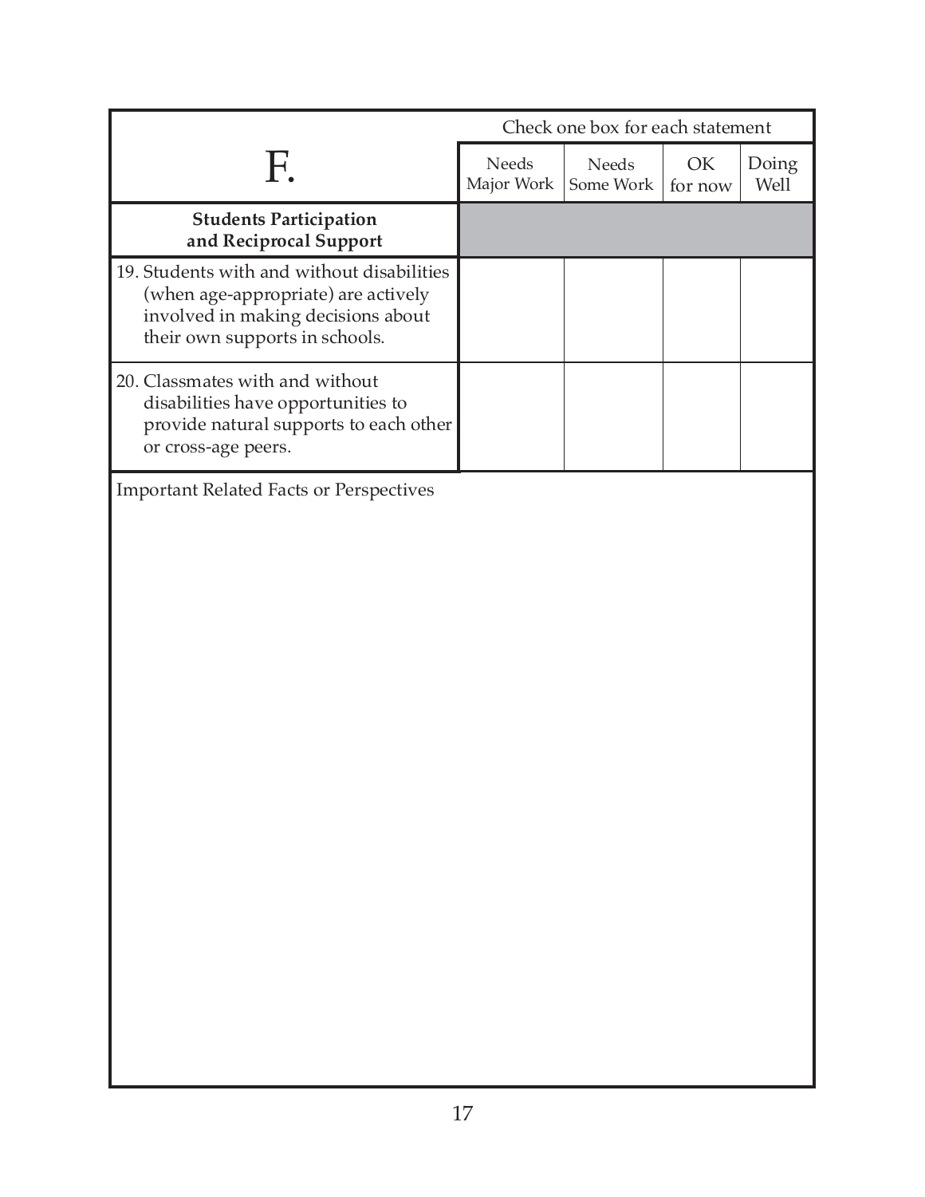| F. | Check one box for each statement | | | |
|---|---|---|---|---|
| | Needs Major Work | Needs Some Work | OK for now | Doing Well |
| **Students Participation and Reciprocal Support** | | | | |
| 19. Students with and without disabilities (when age-appropriate) are actively involved in making decisions about their own supports in schools. | | | | |
| 20. Classmates with and without disabilities have opportunities to provide natural supports to each other or cross-age peers. | | | | |

Important Related Facts or Perspectives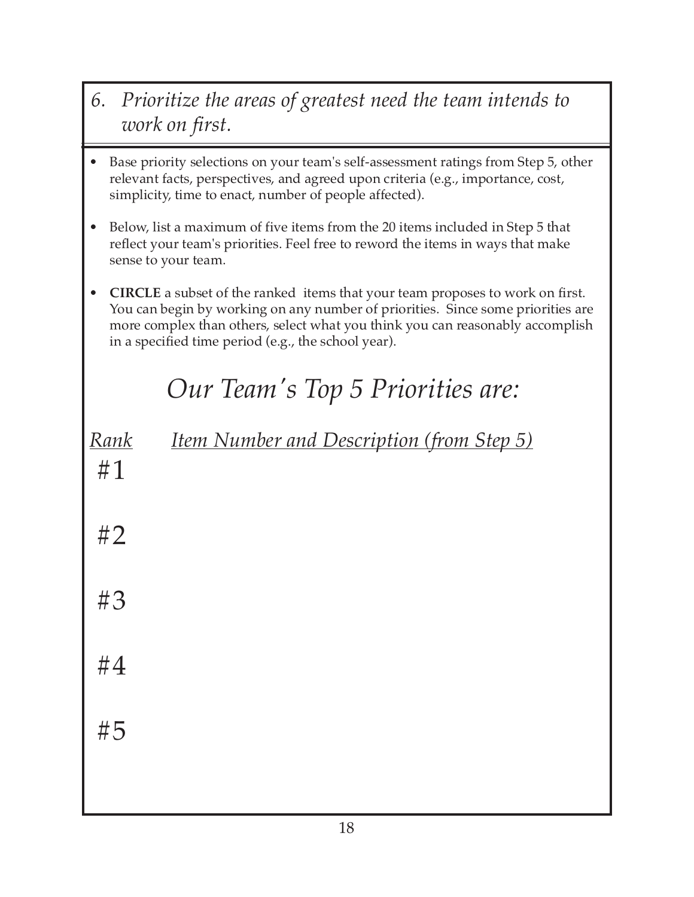## *6. Prioritize the areas of greatest need the team intends to work on first.*

- Base priority selections on your team's self-assessment ratings from Step 5, other relevant facts, perspectives, and agreed upon criteria (e.g., importance, cost, simplicity, time to enact, number of people affected).
- Below, list a maximum of five items from the 20 items included in Step 5 that reflect your team's priorities. Feel free to reword the items in ways that make sense to your team.
- **CIRCLE** a subset of the ranked items that your team proposes to work on first. You can begin by working on any number of priorities. Since some priorities are more complex than others, select what you think you can reasonably accomplish in a specified time period (e.g., the school year).

## *Our Team's Top 5 Priorities are:*

| *Rank* | *Item Number and Description (from Step 5)* |
| --- | --- |
| #1 | |
| #2 | |
| #3 | |
| #4 | |
| #5 | |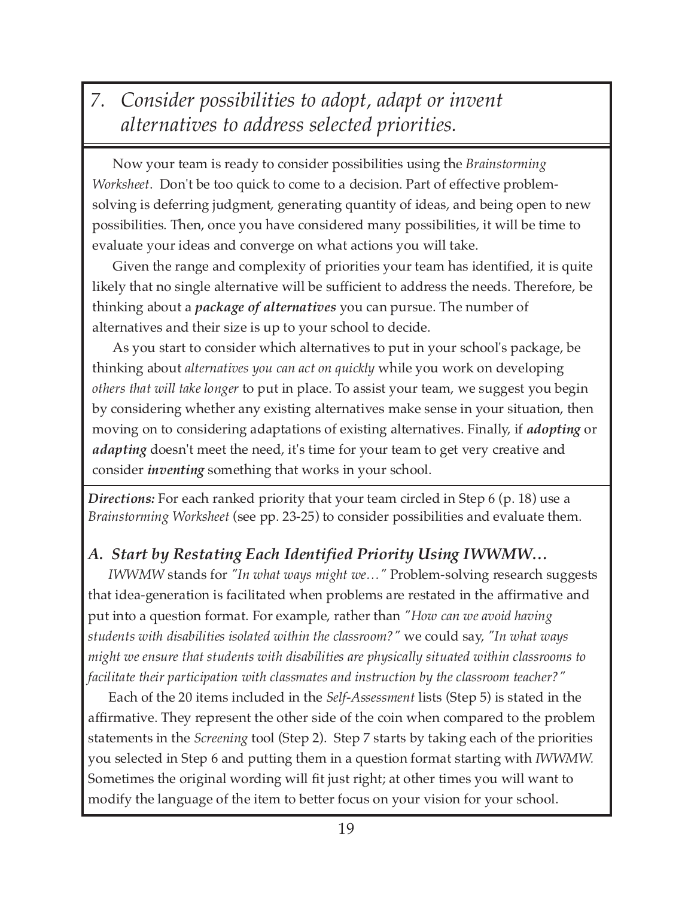## *7. Consider possibilities to adopt, adapt or invent alternatives to address selected priorities.*

Now your team is ready to consider possibilities using the *Brainstorming Worksheet*. Don't be too quick to come to a decision. Part of effective problem-solving is deferring judgment, generating quantity of ideas, and being open to new possibilities. Then, once you have considered many possibilities, it will be time to evaluate your ideas and converge on what actions you will take.

Given the range and complexity of priorities your team has identified, it is quite likely that no single alternative will be sufficient to address the needs. Therefore, be thinking about a ***package of alternatives*** you can pursue. The number of alternatives and their size is up to your school to decide.

As you start to consider which alternatives to put in your school's package, be thinking about *alternatives you can act on quickly* while you work on developing *others that will take longer* to put in place. To assist your team, we suggest you begin by considering whether any existing alternatives make sense in your situation, then moving on to considering adaptations of existing alternatives. Finally, if ***adopting*** or ***adapting*** doesn't meet the need, it's time for your team to get very creative and consider ***inventing*** something that works in your school.

***Directions:*** For each ranked priority that your team circled in Step 6 (p. 18) use a *Brainstorming Worksheet* (see pp. 23-25) to consider possibilities and evaluate them.

### *A. Start by Restating Each Identified Priority Using IWWMW…*

*IWWMW* stands for *"In what ways might we…"* Problem-solving research suggests that idea-generation is facilitated when problems are restated in the affirmative and put into a question format. For example, rather than *"How can we avoid having students with disabilities isolated within the classroom?"* we could say, *"In what ways might we ensure that students with disabilities are physically situated within classrooms to facilitate their participation with classmates and instruction by the classroom teacher?"*

Each of the 20 items included in the *Self-Assessment* lists (Step 5) is stated in the affirmative. They represent the other side of the coin when compared to the problem statements in the *Screening* tool (Step 2). Step 7 starts by taking each of the priorities you selected in Step 6 and putting them in a question format starting with *IWWMW.* Sometimes the original wording will fit just right; at other times you will want to modify the language of the item to better focus on your vision for your school.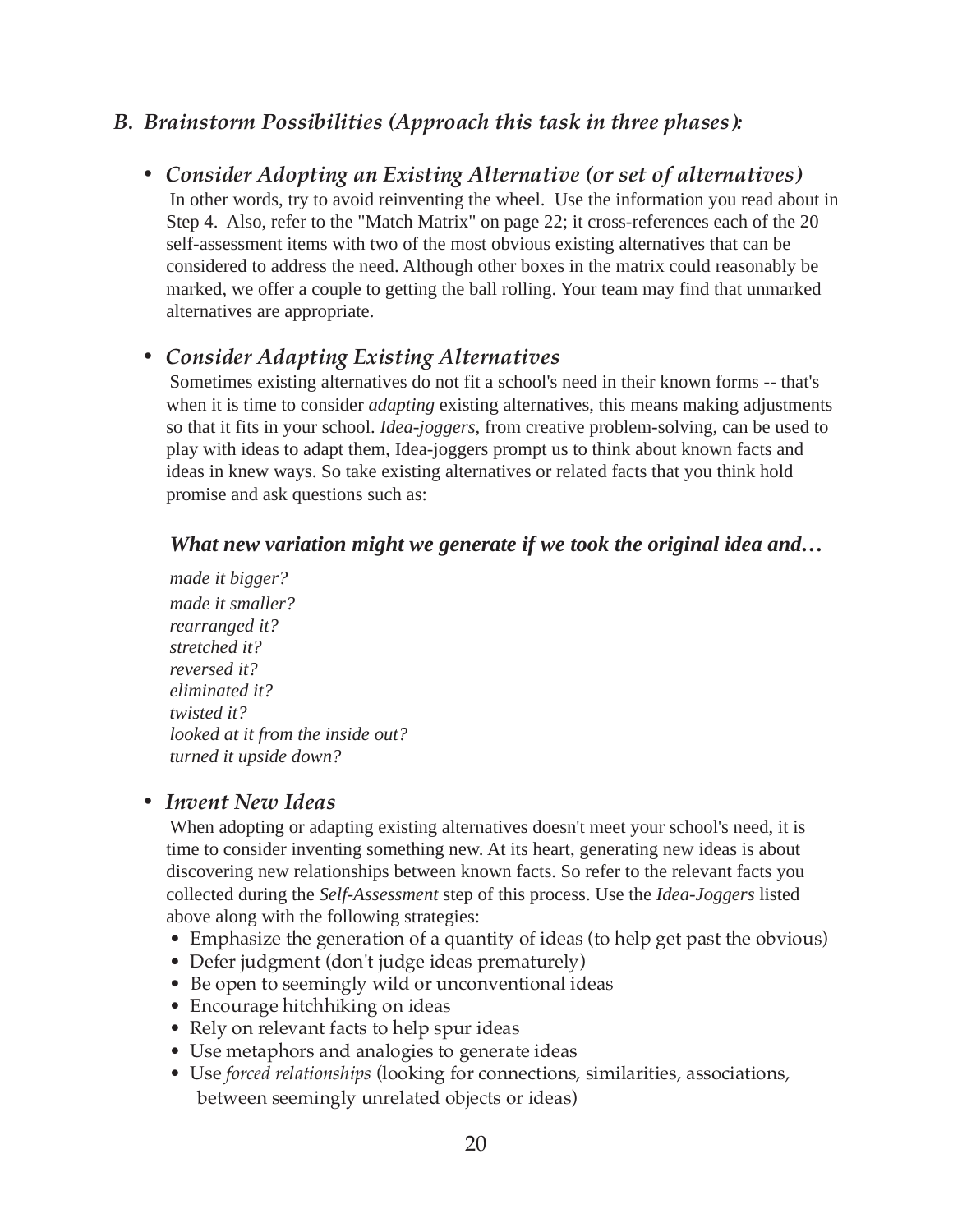## *B. Brainstorm Possibilities (Approach this task in three phases):*

- ***Consider Adopting an Existing Alternative (or set of alternatives)***
  In other words, try to avoid reinventing the wheel. Use the information you read about in Step 4. Also, refer to the "Match Matrix" on page 22; it cross-references each of the 20 self-assessment items with two of the most obvious existing alternatives that can be considered to address the need. Although other boxes in the matrix could reasonably be marked, we offer a couple to getting the ball rolling. Your team may find that unmarked alternatives are appropriate.

- ***Consider Adapting Existing Alternatives***
  Sometimes existing alternatives do not fit a school's need in their known forms -- that's when it is time to consider *adapting* existing alternatives, this means making adjustments so that it fits in your school. *Idea-joggers*, from creative problem-solving, can be used to play with ideas to adapt them, Idea-joggers prompt us to think about known facts and ideas in knew ways. So take existing alternatives or related facts that you think hold promise and ask questions such as:

  ***What new variation might we generate if we took the original idea and…***

  *made it bigger?*
  *made it smaller?*
  *rearranged it?*
  *stretched it?*
  *reversed it?*
  *eliminated it?*
  *twisted it?*
  *looked at it from the inside out?*
  *turned it upside down?*

- ***Invent New Ideas***
  When adopting or adapting existing alternatives doesn't meet your school's need, it is time to consider inventing something new. At its heart, generating new ideas is about discovering new relationships between known facts. So refer to the relevant facts you collected during the *Self-Assessment* step of this process. Use the *Idea-Joggers* listed above along with the following strategies:
  - Emphasize the generation of a quantity of ideas (to help get past the obvious)
  - Defer judgment (don't judge ideas prematurely)
  - Be open to seemingly wild or unconventional ideas
  - Encourage hitchhiking on ideas
  - Rely on relevant facts to help spur ideas
  - Use metaphors and analogies to generate ideas
  - Use *forced relationships* (looking for connections, similarities, associations, between seemingly unrelated objects or ideas)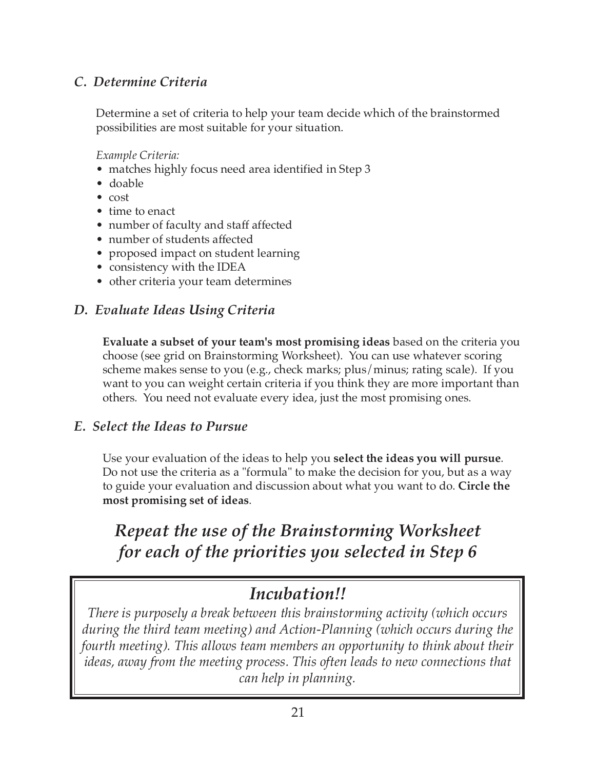### *C. Determine Criteria*

Determine a set of criteria to help your team decide which of the brainstormed possibilities are most suitable for your situation.

*Example Criteria:*

- matches highly focus need area identified in Step 3
- doable
- cost
- time to enact
- number of faculty and staff affected
- number of students affected
- proposed impact on student learning
- consistency with the IDEA
- other criteria your team determines

### *D. Evaluate Ideas Using Criteria*

**Evaluate a subset of your team's most promising ideas** based on the criteria you choose (see grid on Brainstorming Worksheet). You can use whatever scoring scheme makes sense to you (e.g., check marks; plus/minus; rating scale). If you want to you can weight certain criteria if you think they are more important than others. You need not evaluate every idea, just the most promising ones.

### *E. Select the Ideas to Pursue*

Use your evaluation of the ideas to help you **select the ideas you will pursue**. Do not use the criteria as a "formula" to make the decision for you, but as a way to guide your evaluation and discussion about what you want to do. **Circle the most promising set of ideas**.

## *Repeat the use of the Brainstorming Worksheet for each of the priorities you selected in Step 6*

> ## *Incubation!!*
>
> *There is purposely a break between this brainstorming activity (which occurs during the third team meeting) and Action-Planning (which occurs during the fourth meeting). This allows team members an opportunity to think about their ideas, away from the meeting process. This often leads to new connections that can help in planning.*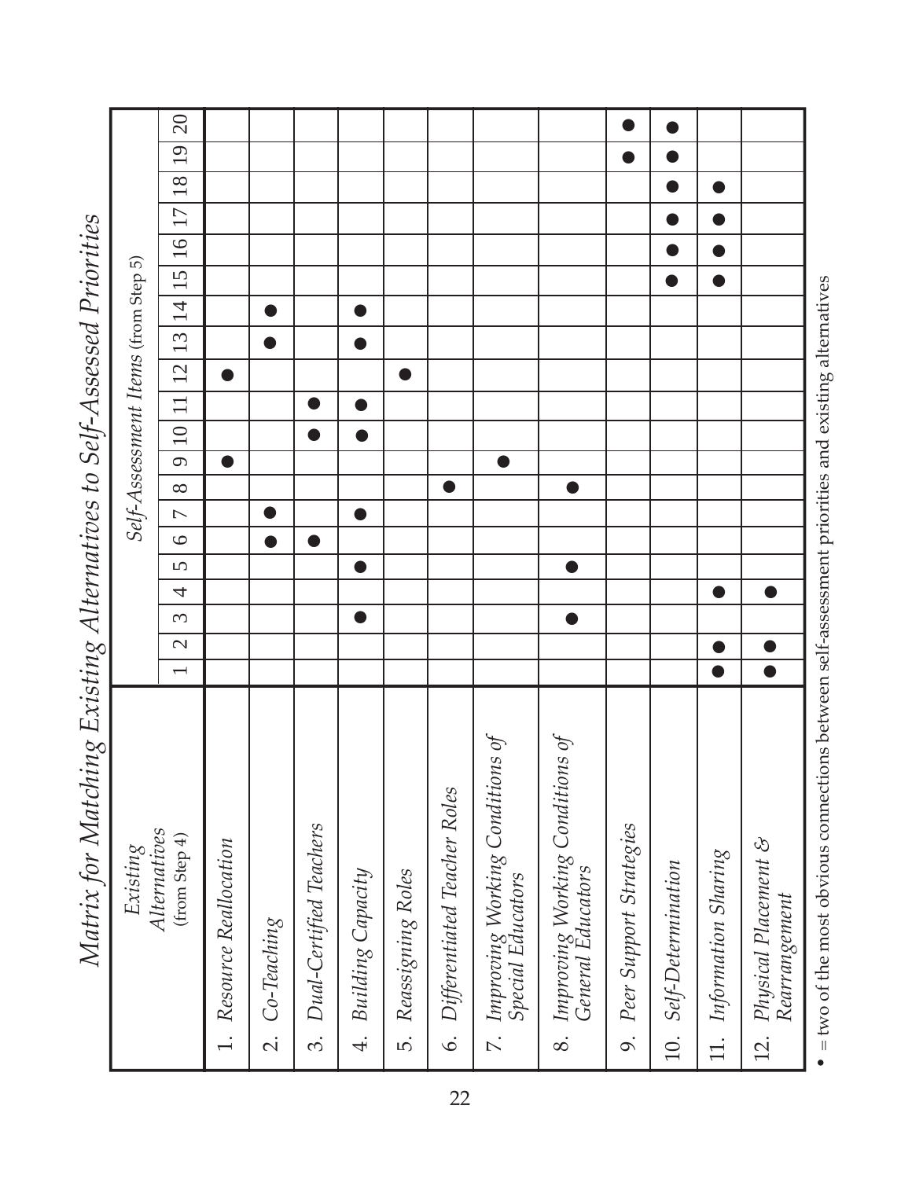# Matrix for Matching Existing Alternatives to Self-Assessed Priorities

| *Existing Alternatives* (from Step 4) | *Self-Assessment Items* (from Step 5) | | | | | | | | | | | | | | | | | | | |
|---|---|---|---|---|---|---|---|---|---|---|---|---|---|---|---|---|---|---|---|---|
| | 1 | 2 | 3 | 4 | 5 | 6 | 7 | 8 | 9 | 10 | 11 | 12 | 13 | 14 | 15 | 16 | 17 | 18 | 19 | 20 |
| 1. *Resource Reallocation* | | | | | | | | | ● | | | ● | | | | | | | | |
| 2. *Co-Teaching* | | | | | | ● | ● | | | | | | ● | ● | | | | | | |
| 3. *Dual-Certified Teachers* | | | | | | ● | | | | ● | ● | | | | | | | | | |
| 4. *Building Capacity* | | | ● | | ● | | ● | | | ● | ● | | ● | ● | | | | | | |
| 5. *Reassigning Roles* | | | | | | | | | | | | ● | | | | | | | | |
| 6. *Differentiated Teacher Roles* | | | | | | | | ● | | | | | | | | | | | | |
| 7. *Improving Working Conditions of Special Educators* | | | | | | | | | ● | | | | | | | | | | | |
| 8. *Improving Working Conditions of General Educators* | | | ● | | ● | | | ● | | | | | | | | | | | | |
| 9. *Peer Support Strategies* | | | | | | | | | | | | | | | | | | | ● | ● |
| 10. *Self-Determination* | | | | | | | | | | | | | | | ● | ● | ● | ● | ● | ● |
| 11. *Information Sharing* | ● | ● | | ● | | | | | | | | | | | ● | ● | ● | ● | | |
| 12. *Physical Placement & Rearrangement* | ● | ● | | ● | | | | | | | | | | | | | | | | |

• = two of the most obvious connections between self-assessment priorities and existing alternatives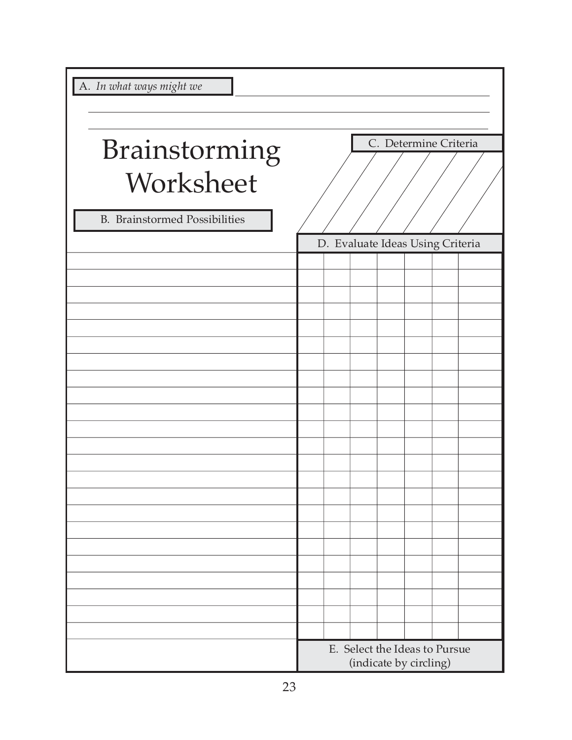# Brainstorming Worksheet

A. *In what ways might we*

B. Brainstormed Possibilities

C. Determine Criteria

D. Evaluate Ideas Using Criteria

E. Select the Ideas to Pursue (indicate by circling)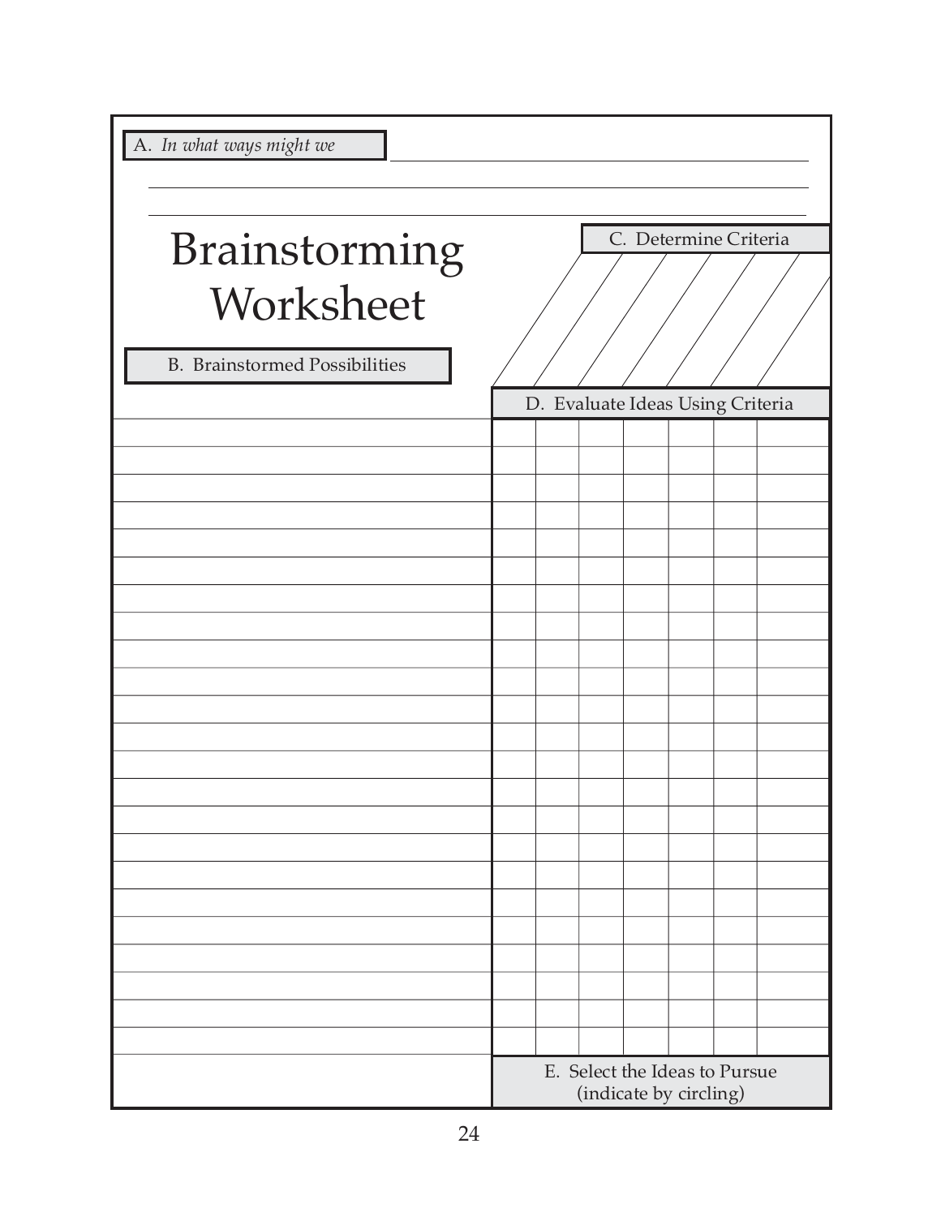A. *In what ways might we* ______________________________________________

_______________________________________________________________

_______________________________________________________________

# Brainstorming Worksheet

C. Determine Criteria

B. Brainstormed Possibilities

D. Evaluate Ideas Using Criteria

| B. Brainstormed Possibilities | | | | | | | |
|---|---|---|---|---|---|---|---|
| | | | | | | | |
| | | | | | | | |
| | | | | | | | |
| | | | | | | | |
| | | | | | | | |
| | | | | | | | |
| | | | | | | | |
| | | | | | | | |
| | | | | | | | |
| | | | | | | | |
| | | | | | | | |
| | | | | | | | |
| | | | | | | | |
| | | | | | | | |
| | | | | | | | |
| | | | | | | | |
| | | | | | | | |
| | | | | | | | |
| | | | | | | | |
| | | | | | | | |
| | | | | | | | |
| | | | | | | | |
| | | | | | | | |

E. Select the Ideas to Pursue (indicate by circling)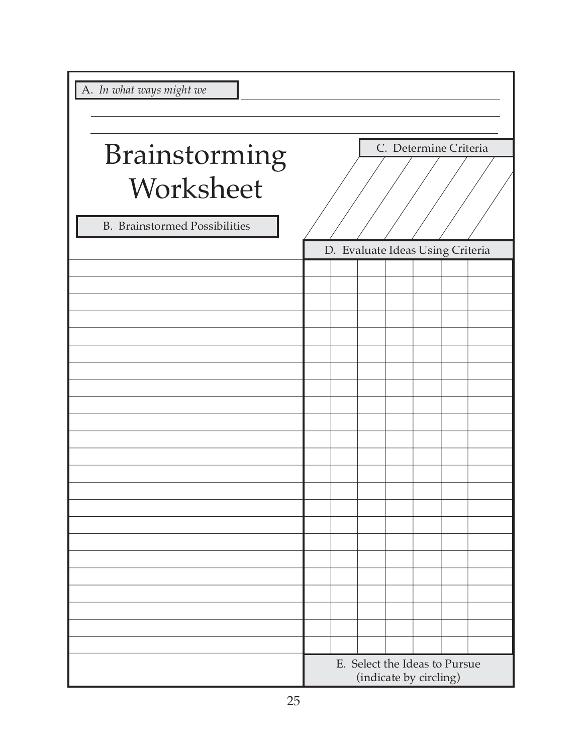A. *In what ways might we* ______________________________

______________________________

______________________________

# Brainstorming Worksheet

C. Determine Criteria

B. Brainstormed Possibilities

D. Evaluate Ideas Using Criteria

| B. Brainstormed Possibilities | | | | | | | |
|---|---|---|---|---|---|---|---|
| | | | | | | | |
| | | | | | | | |
| | | | | | | | |
| | | | | | | | |
| | | | | | | | |
| | | | | | | | |
| | | | | | | | |
| | | | | | | | |
| | | | | | | | |
| | | | | | | | |
| | | | | | | | |
| | | | | | | | |
| | | | | | | | |
| | | | | | | | |
| | | | | | | | |
| | | | | | | | |
| | | | | | | | |
| | | | | | | | |
| | | | | | | | |
| | | | | | | | |
| | | | | | | | |
| | | | | | | | |
| | | | | | | | |

E. Select the Ideas to Pursue (indicate by circling)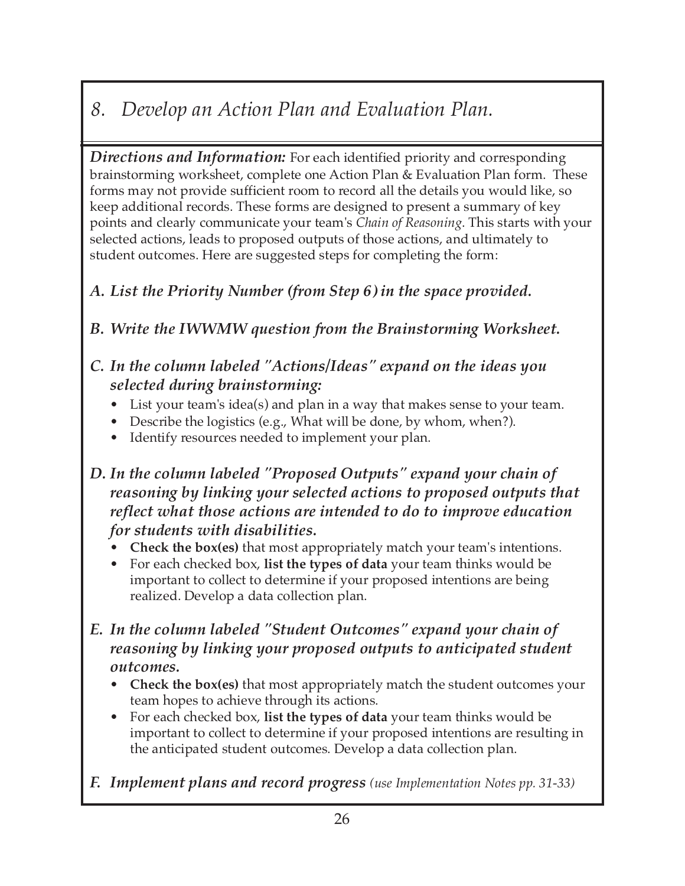# *8. Develop an Action Plan and Evaluation Plan.*

***Directions and Information:*** For each identified priority and corresponding brainstorming worksheet, complete one Action Plan & Evaluation Plan form. These forms may not provide sufficient room to record all the details you would like, so keep additional records. These forms are designed to present a summary of key points and clearly communicate your team's *Chain of Reasoning*. This starts with your selected actions, leads to proposed outputs of those actions, and ultimately to student outcomes. Here are suggested steps for completing the form:

***A. List the Priority Number (from Step 6) in the space provided.***

***B. Write the IWWMW question from the Brainstorming Worksheet.***

***C. In the column labeled "Actions/Ideas" expand on the ideas you selected during brainstorming:***

- List your team's idea(s) and plan in a way that makes sense to your team.
- Describe the logistics (e.g., What will be done, by whom, when?).
- Identify resources needed to implement your plan.

***D. In the column labeled "Proposed Outputs" expand your chain of reasoning by linking your selected actions to proposed outputs that reflect what those actions are intended to do to improve education for students with disabilities.***

- **Check the box(es)** that most appropriately match your team's intentions.
- For each checked box, **list the types of data** your team thinks would be important to collect to determine if your proposed intentions are being realized. Develop a data collection plan.

***E. In the column labeled "Student Outcomes" expand your chain of reasoning by linking your proposed outputs to anticipated student outcomes.***

- **Check the box(es)** that most appropriately match the student outcomes your team hopes to achieve through its actions.
- For each checked box, **list the types of data** your team thinks would be important to collect to determine if your proposed intentions are resulting in the anticipated student outcomes. Develop a data collection plan.

***F. Implement plans and record progress*** *(use Implementation Notes pp. 31-33)*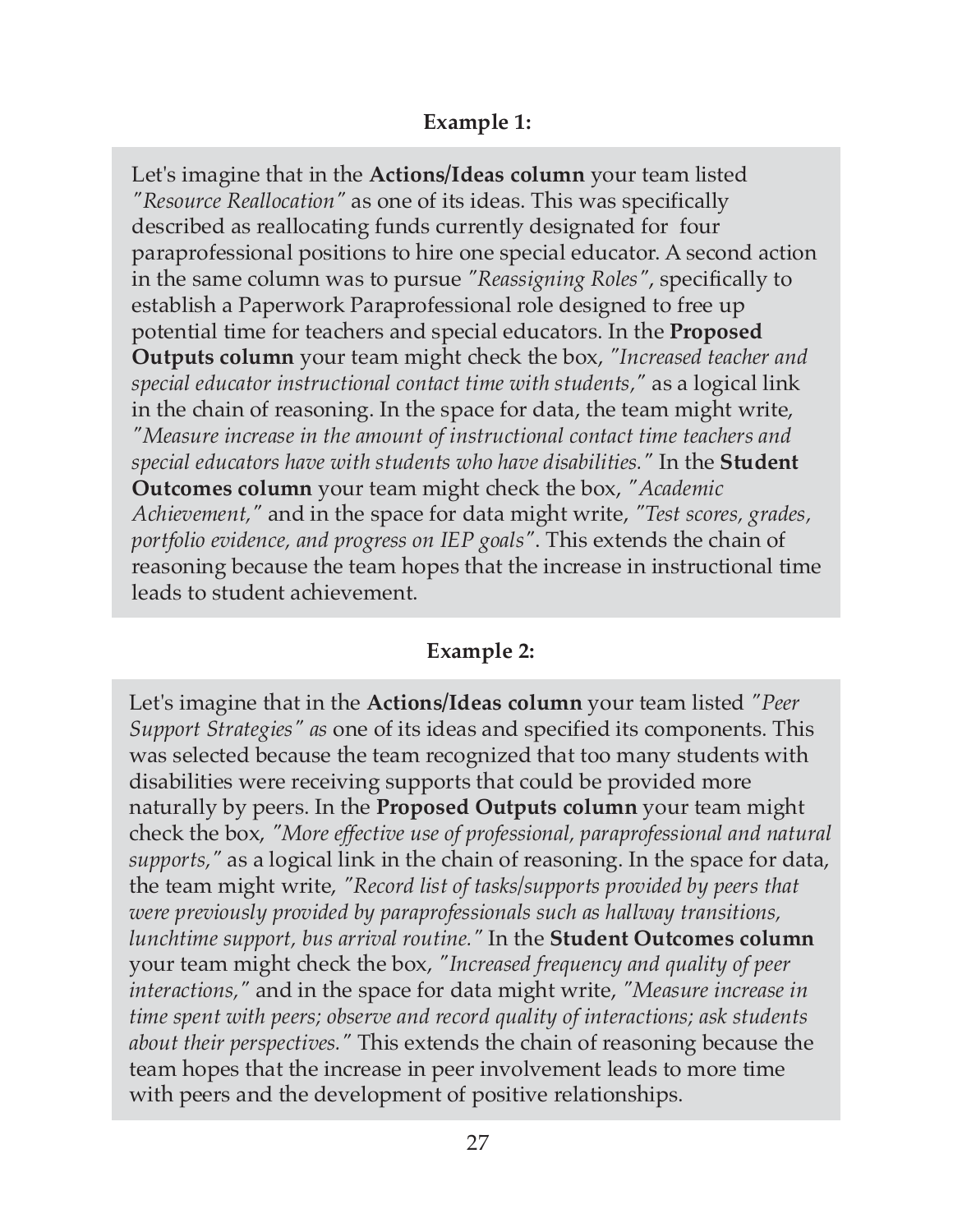**Example 1:**

Let's imagine that in the **Actions/Ideas column** your team listed *"Resource Reallocation"* as one of its ideas. This was specifically described as reallocating funds currently designated for four paraprofessional positions to hire one special educator. A second action in the same column was to pursue *"Reassigning Roles"*, specifically to establish a Paperwork Paraprofessional role designed to free up potential time for teachers and special educators. In the **Proposed Outputs column** your team might check the box, *"Increased teacher and special educator instructional contact time with students,"* as a logical link in the chain of reasoning. In the space for data, the team might write, *"Measure increase in the amount of instructional contact time teachers and special educators have with students who have disabilities."* In the **Student Outcomes column** your team might check the box, *"Academic Achievement,"* and in the space for data might write, *"Test scores, grades, portfolio evidence, and progress on IEP goals"*. This extends the chain of reasoning because the team hopes that the increase in instructional time leads to student achievement.

**Example 2:**

Let's imagine that in the **Actions/Ideas column** your team listed *"Peer Support Strategies" as* one of its ideas and specified its components. This was selected because the team recognized that too many students with disabilities were receiving supports that could be provided more naturally by peers. In the **Proposed Outputs column** your team might check the box, *"More effective use of professional, paraprofessional and natural supports,"* as a logical link in the chain of reasoning. In the space for data, the team might write, *"Record list of tasks/supports provided by peers that were previously provided by paraprofessionals such as hallway transitions, lunchtime support, bus arrival routine."* In the **Student Outcomes column** your team might check the box, *"Increased frequency and quality of peer interactions,"* and in the space for data might write, *"Measure increase in time spent with peers; observe and record quality of interactions; ask students about their perspectives."* This extends the chain of reasoning because the team hopes that the increase in peer involvement leads to more time with peers and the development of positive relationships.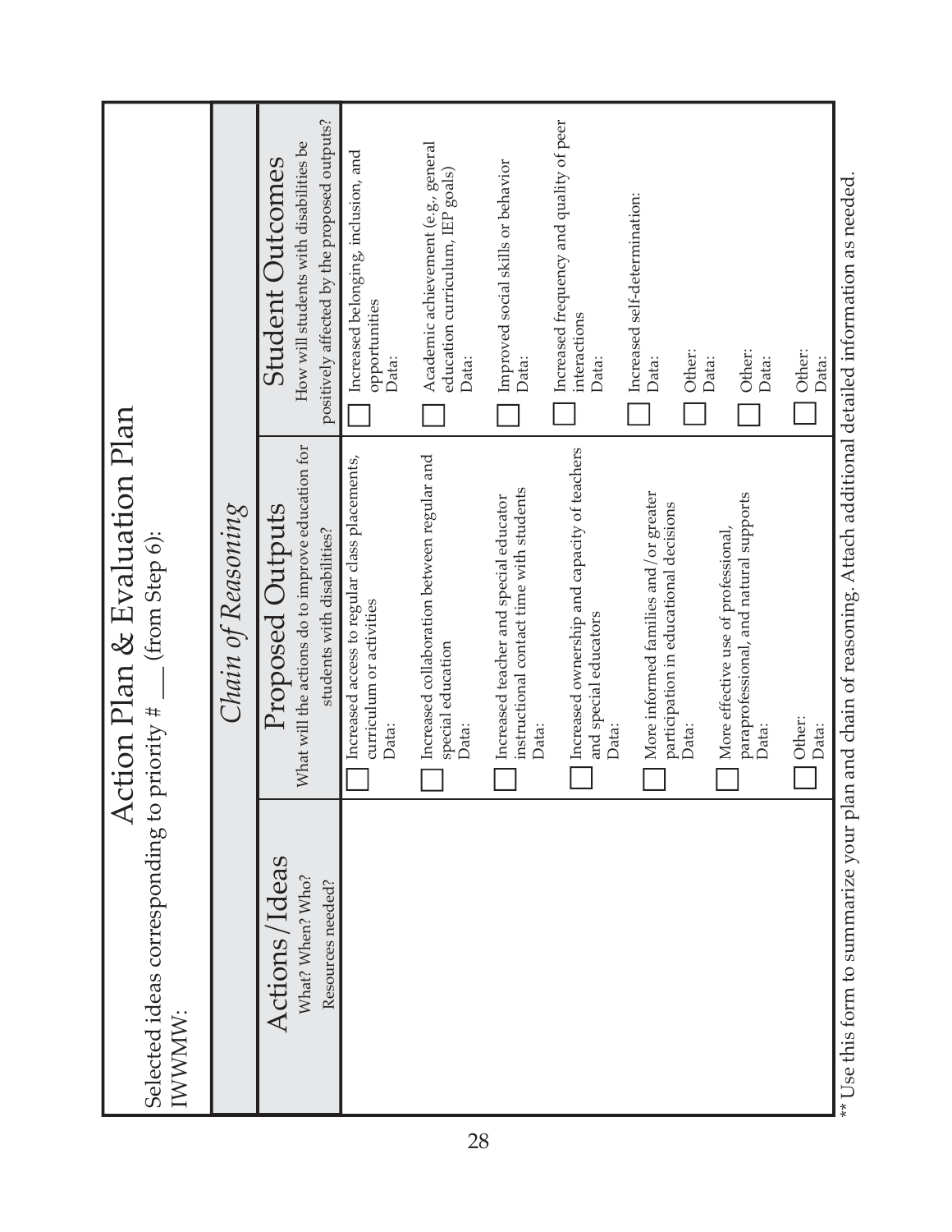# Action Plan & Evaluation Plan

Selected ideas corresponding to priority # ___ (from Step 6):

IWWMW:

| | *Chain of Reasoning* | |
|---|---|---|
| **Actions/Ideas**<br>What? When? Who?<br>Resources needed? | **Proposed Outputs**<br>What will the actions do to improve education for students with disabilities? | **Student Outcomes**<br>How will students with disabilities be positively affected by the proposed outputs? |
| | ☐ Increased access to regular class placements, curriculum or activities<br>Data: | ☐ Increased belonging, inclusion, and opportunities<br>Data: |
| | ☐ Increased collaboration between regular and special education<br>Data: | ☐ Academic achievement (e.g., general education curriculum, IEP goals)<br>Data: |
| | ☐ Increased teacher and special educator instructional contact time with students<br>Data: | ☐ Improved social skills or behavior<br>Data: |
| | ☐ Increased ownership and capacity of teachers and special educators<br>Data: | ☐ Increased frequency and quality of peer interactions<br>Data: |
| | ☐ More informed families and/or greater participation in educational decisions<br>Data: | ☐ Increased self-determination:<br>Data: |
| | ☐ More effective use of professional, paraprofessional, and natural supports<br>Data: | ☐ Other:<br>Data: |
| | ☐ Other:<br>Data: | ☐ Other:<br>Data: |
| | | ☐ Other:<br>Data: |

** Use this form to summarize your plan and chain of reasoning. Attach additional detailed information as needed.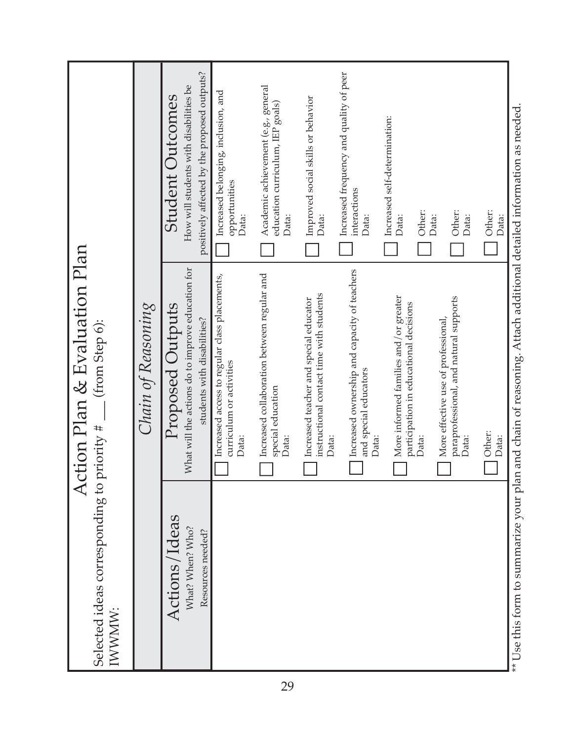# Action Plan & Evaluation Plan

Selected ideas corresponding to priority # ___ (from Step 6):

IWWMW:

| | *Chain of Reasoning* | |
|---|---|---|
| **Actions/Ideas**<br>What? When? Who?<br>Resources needed? | **Proposed Outputs**<br>What will the actions do to improve education for students with disabilities? | **Student Outcomes**<br>How will students with disabilities be positively affected by the proposed outputs? |
| | ☐ Increased access to regular class placements, curriculum or activities<br>Data: | ☐ Increased belonging, inclusion, and opportunities<br>Data: |
| | ☐ Increased collaboration between regular and special education<br>Data: | ☐ Academic achievement (e.g., general education curriculum, IEP goals)<br>Data: |
| | ☐ Increased teacher and special educator instructional contact time with students<br>Data: | ☐ Improved social skills or behavior<br>Data: |
| | ☐ Increased ownership and capacity of teachers and special educators<br>Data: | ☐ Increased frequency and quality of peer interactions<br>Data: |
| | ☐ More informed families and/or greater participation in educational decisions<br>Data: | ☐ Increased self-determination:<br>Data: |
| | ☐ More effective use of professional, paraprofessional, and natural supports<br>Data: | ☐ Other:<br>Data: |
| | ☐ Other:<br>Data: | ☐ Other:<br>Data: |
| | | ☐ Other:<br>Data: |

** Use this form to summarize your plan and chain of reasoning. Attach additional detailed information as needed.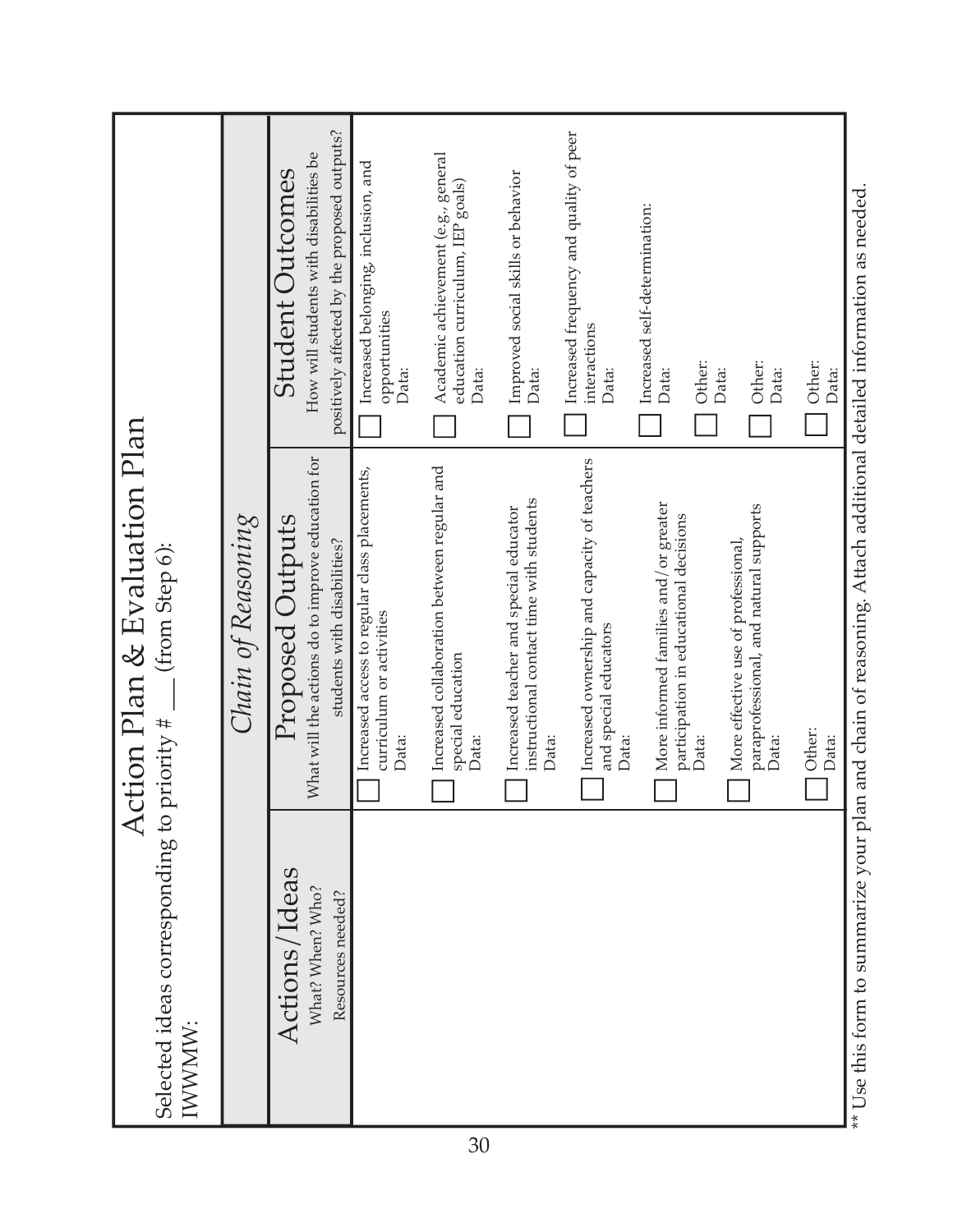# Action Plan & Evaluation Plan

Selected ideas corresponding to priority # ___ (from Step 6):

IWWMW:

| | *Chain of Reasoning* | |
|---|---|---|
| **Actions/Ideas**<br>What? When? Who?<br>Resources needed? | **Proposed Outputs**<br>What will the actions do to improve education for students with disabilities? | **Student Outcomes**<br>How will students with disabilities be positively affected by the proposed outputs? |
| | ☐ Increased access to regular class placements, curriculum or activities<br>Data: | ☐ Increased belonging, inclusion, and opportunities<br>Data: |
| | ☐ Increased collaboration between regular and special education<br>Data: | ☐ Academic achievement (e.g., general education curriculum, IEP goals)<br>Data: |
| | ☐ Increased teacher and special educator instructional contact time with students<br>Data: | ☐ Improved social skills or behavior<br>Data: |
| | ☐ Increased ownership and capacity of teachers and special educators<br>Data: | ☐ Increased frequency and quality of peer interactions<br>Data: |
| | ☐ More informed families and/or greater participation in educational decisions<br>Data: | ☐ Increased self-determination:<br>Data: |
| | ☐ More effective use of professional, paraprofessional, and natural supports<br>Data: | ☐ Other:<br>Data: |
| | ☐ Other:<br>Data: | ☐ Other:<br>Data: |
| | | ☐ Other:<br>Data: |

** Use this form to summarize your plan and chain of reasoning. Attach additional detailed information as needed.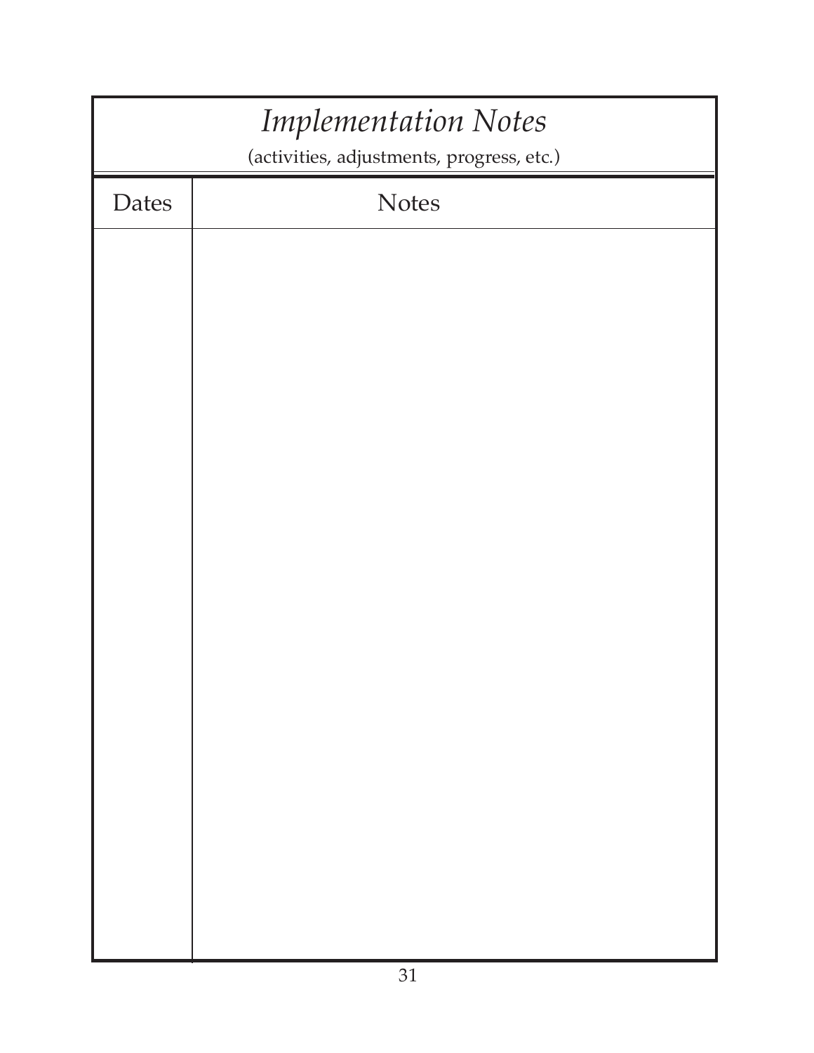# *Implementation Notes*

(activities, adjustments, progress, etc.)

| Dates | Notes |
|---|---|
| | |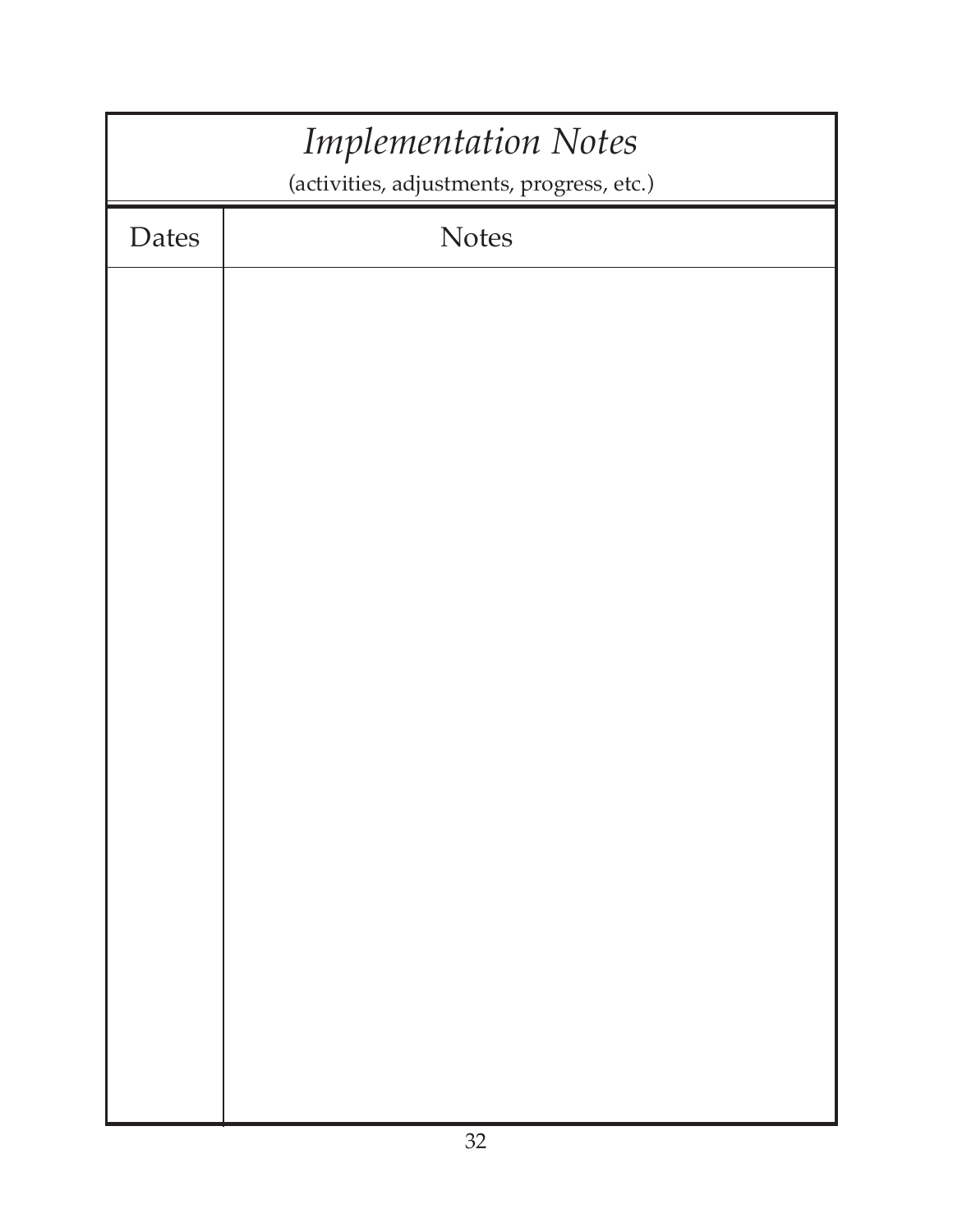# *Implementation Notes*

(activities, adjustments, progress, etc.)

| Dates | Notes |
| --- | --- |
| | |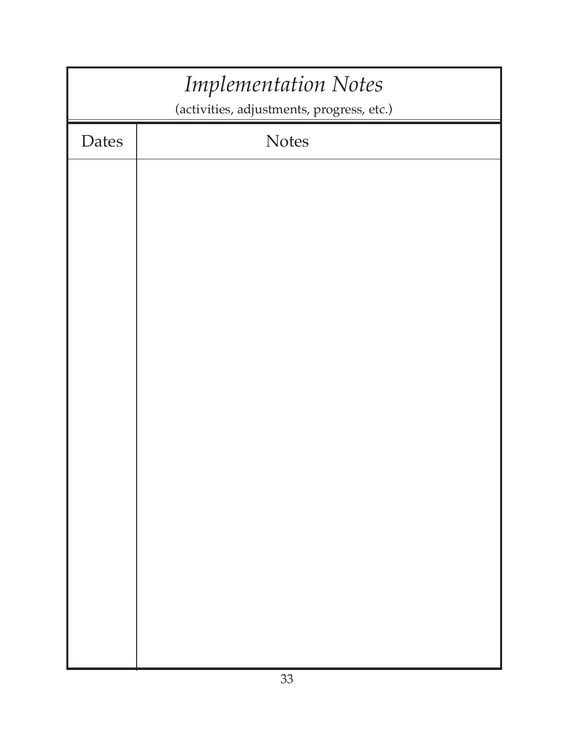# *Implementation Notes*

(activities, adjustments, progress, etc.)

| Dates | Notes |
|---|---|
| | |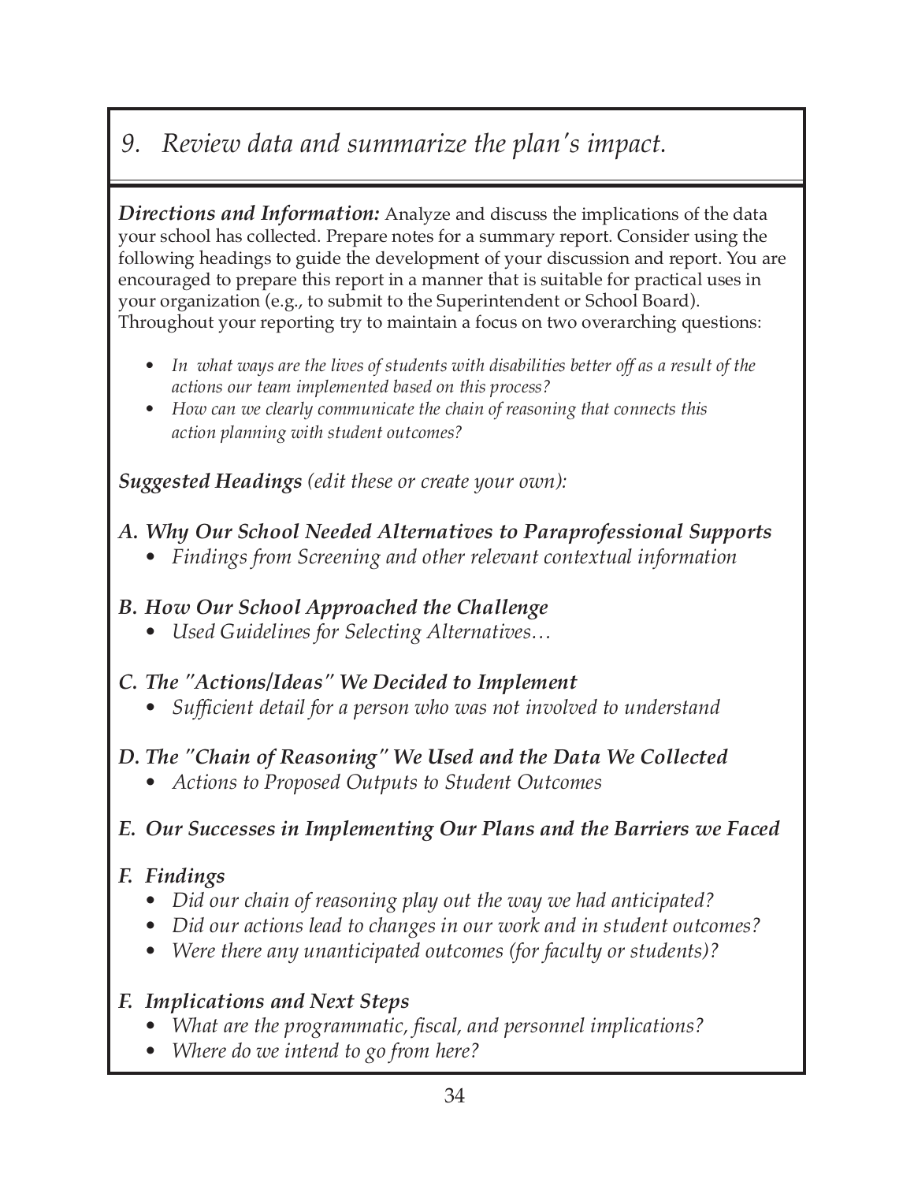# *9. Review data and summarize the plan's impact.*

***Directions and Information:*** Analyze and discuss the implications of the data your school has collected. Prepare notes for a summary report. Consider using the following headings to guide the development of your discussion and report. You are encouraged to prepare this report in a manner that is suitable for practical uses in your organization (e.g., to submit to the Superintendent or School Board). Throughout your reporting try to maintain a focus on two overarching questions:

- *In what ways are the lives of students with disabilities better off as a result of the actions our team implemented based on this process?*
- *How can we clearly communicate the chain of reasoning that connects this action planning with student outcomes?*

***Suggested Headings*** *(edit these or create your own):*

***A. Why Our School Needed Alternatives to Paraprofessional Supports***

- *Findings from Screening and other relevant contextual information*

***B. How Our School Approached the Challenge***

- *Used Guidelines for Selecting Alternatives…*

***C. The "Actions/Ideas" We Decided to Implement***

- *Sufficient detail for a person who was not involved to understand*

***D. The "Chain of Reasoning" We Used and the Data We Collected***

- *Actions to Proposed Outputs to Student Outcomes*

***E. Our Successes in Implementing Our Plans and the Barriers we Faced***

***F. Findings***

- *Did our chain of reasoning play out the way we had anticipated?*
- *Did our actions lead to changes in our work and in student outcomes?*
- *Were there any unanticipated outcomes (for faculty or students)?*

***F. Implications and Next Steps***

- *What are the programmatic, fiscal, and personnel implications?*
- *Where do we intend to go from here?*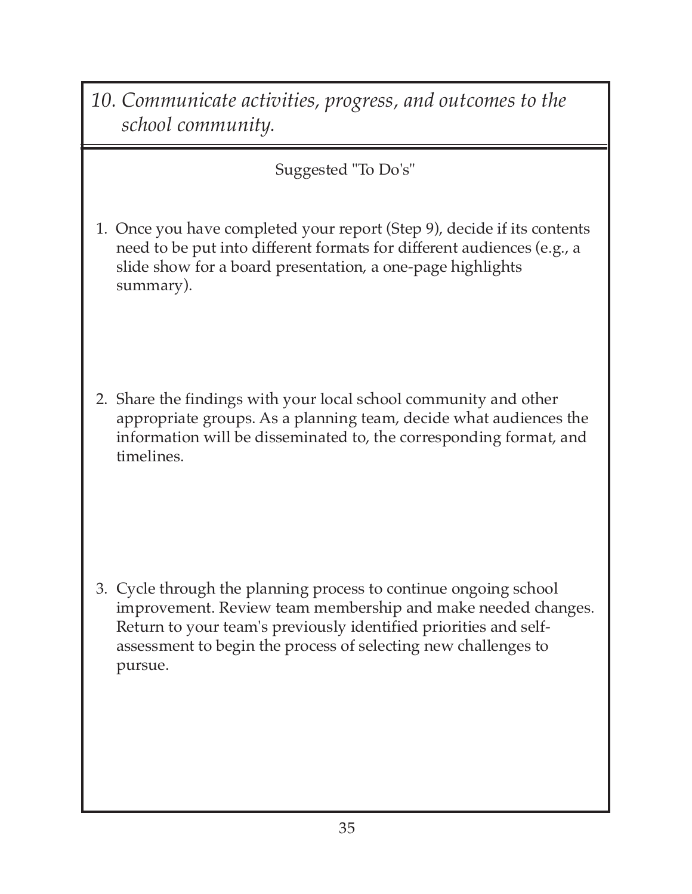## *10. Communicate activities, progress, and outcomes to the school community.*

Suggested "To Do's"

1. Once you have completed your report (Step 9), decide if its contents need to be put into different formats for different audiences (e.g., a slide show for a board presentation, a one-page highlights summary).

2. Share the findings with your local school community and other appropriate groups. As a planning team, decide what audiences the information will be disseminated to, the corresponding format, and timelines.

3. Cycle through the planning process to continue ongoing school improvement. Review team membership and make needed changes. Return to your team's previously identified priorities and self-assessment to begin the process of selecting new challenges to pursue.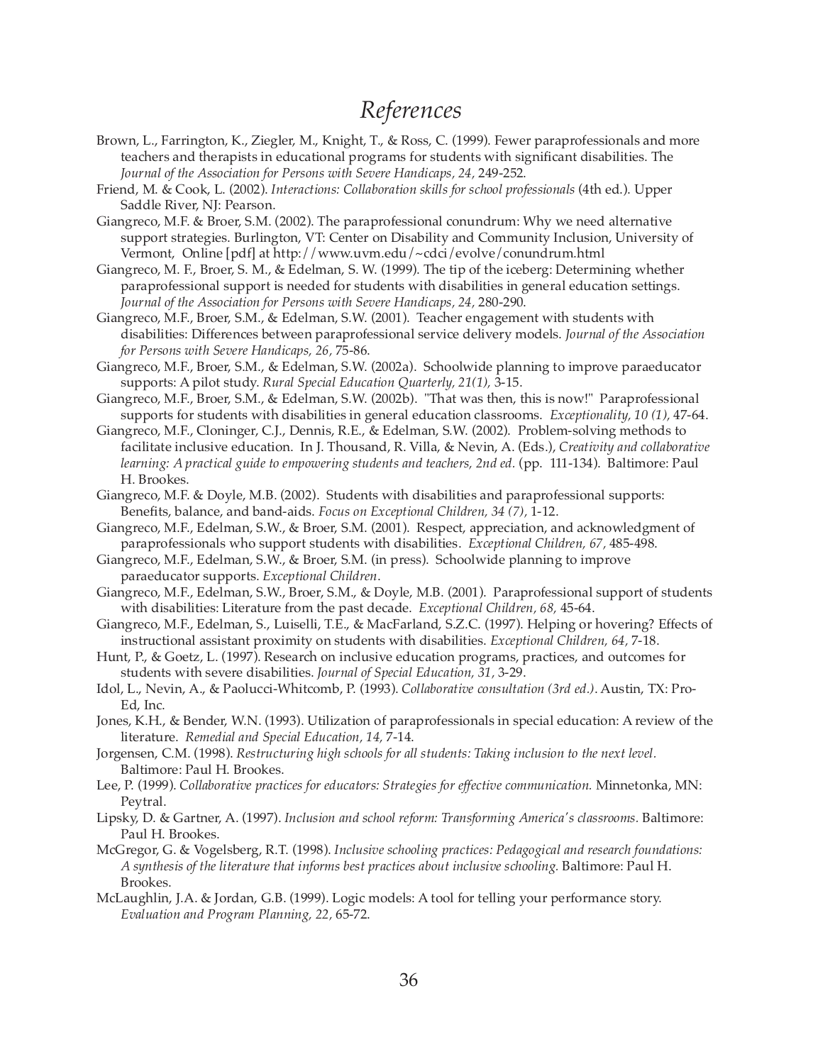# References

Brown, L., Farrington, K., Ziegler, M., Knight, T., & Ross, C. (1999). Fewer paraprofessionals and more teachers and therapists in educational programs for students with significant disabilities. The *Journal of the Association for Persons with Severe Handicaps, 24,* 249-252.

Friend, M. & Cook, L. (2002). *Interactions: Collaboration skills for school professionals* (4th ed.). Upper Saddle River, NJ: Pearson.

Giangreco, M.F. & Broer, S.M. (2002). The paraprofessional conundrum: Why we need alternative support strategies. Burlington, VT: Center on Disability and Community Inclusion, University of Vermont, Online [pdf] at http://www.uvm.edu/~cdci/evolve/conundrum.html

Giangreco, M. F., Broer, S. M., & Edelman, S. W. (1999). The tip of the iceberg: Determining whether paraprofessional support is needed for students with disabilities in general education settings. *Journal of the Association for Persons with Severe Handicaps, 24,* 280-290.

Giangreco, M.F., Broer, S.M., & Edelman, S.W. (2001). Teacher engagement with students with disabilities: Differences between paraprofessional service delivery models. *Journal of the Association for Persons with Severe Handicaps, 26,* 75-86.

Giangreco, M.F., Broer, S.M., & Edelman, S.W. (2002a). Schoolwide planning to improve paraeducator supports: A pilot study. *Rural Special Education Quarterly, 21(1),* 3-15.

Giangreco, M.F., Broer, S.M., & Edelman, S.W. (2002b). "That was then, this is now!" Paraprofessional supports for students with disabilities in general education classrooms. *Exceptionality, 10 (1),* 47-64.

Giangreco, M.F., Cloninger, C.J., Dennis, R.E., & Edelman, S.W. (2002). Problem-solving methods to facilitate inclusive education. In J. Thousand, R. Villa, & Nevin, A. (Eds.), *Creativity and collaborative learning: A practical guide to empowering students and teachers, 2nd ed.* (pp. 111-134). Baltimore: Paul H. Brookes.

Giangreco, M.F. & Doyle, M.B. (2002). Students with disabilities and paraprofessional supports: Benefits, balance, and band-aids. *Focus on Exceptional Children, 34 (7),* 1-12.

Giangreco, M.F., Edelman, S.W., & Broer, S.M. (2001). Respect, appreciation, and acknowledgment of paraprofessionals who support students with disabilities. *Exceptional Children, 67,* 485-498.

Giangreco, M.F., Edelman, S.W., & Broer, S.M. (in press). Schoolwide planning to improve paraeducator supports. *Exceptional Children.*

Giangreco, M.F., Edelman, S.W., Broer, S.M., & Doyle, M.B. (2001). Paraprofessional support of students with disabilities: Literature from the past decade. *Exceptional Children, 68,* 45-64.

Giangreco, M.F., Edelman, S., Luiselli, T.E., & MacFarland, S.Z.C. (1997). Helping or hovering? Effects of instructional assistant proximity on students with disabilities. *Exceptional Children, 64,* 7-18.

Hunt, P., & Goetz, L. (1997). Research on inclusive education programs, practices, and outcomes for students with severe disabilities. *Journal of Special Education, 31,* 3-29.

Idol, L., Nevin, A., & Paolucci-Whitcomb, P. (1993). *Collaborative consultation (3rd ed.).* Austin, TX: Pro-Ed, Inc.

Jones, K.H., & Bender, W.N. (1993). Utilization of paraprofessionals in special education: A review of the literature. *Remedial and Special Education, 14,* 7-14.

Jorgensen, C.M. (1998). *Restructuring high schools for all students: Taking inclusion to the next level.* Baltimore: Paul H. Brookes.

Lee, P. (1999). *Collaborative practices for educators: Strategies for effective communication.* Minnetonka, MN: Peytral.

Lipsky, D. & Gartner, A. (1997). *Inclusion and school reform: Transforming America's classrooms.* Baltimore: Paul H. Brookes.

McGregor, G. & Vogelsberg, R.T. (1998). *Inclusive schooling practices: Pedagogical and research foundations: A synthesis of the literature that informs best practices about inclusive schooling.* Baltimore: Paul H. Brookes.

McLaughlin, J.A. & Jordan, G.B. (1999). Logic models: A tool for telling your performance story. *Evaluation and Program Planning, 22,* 65-72.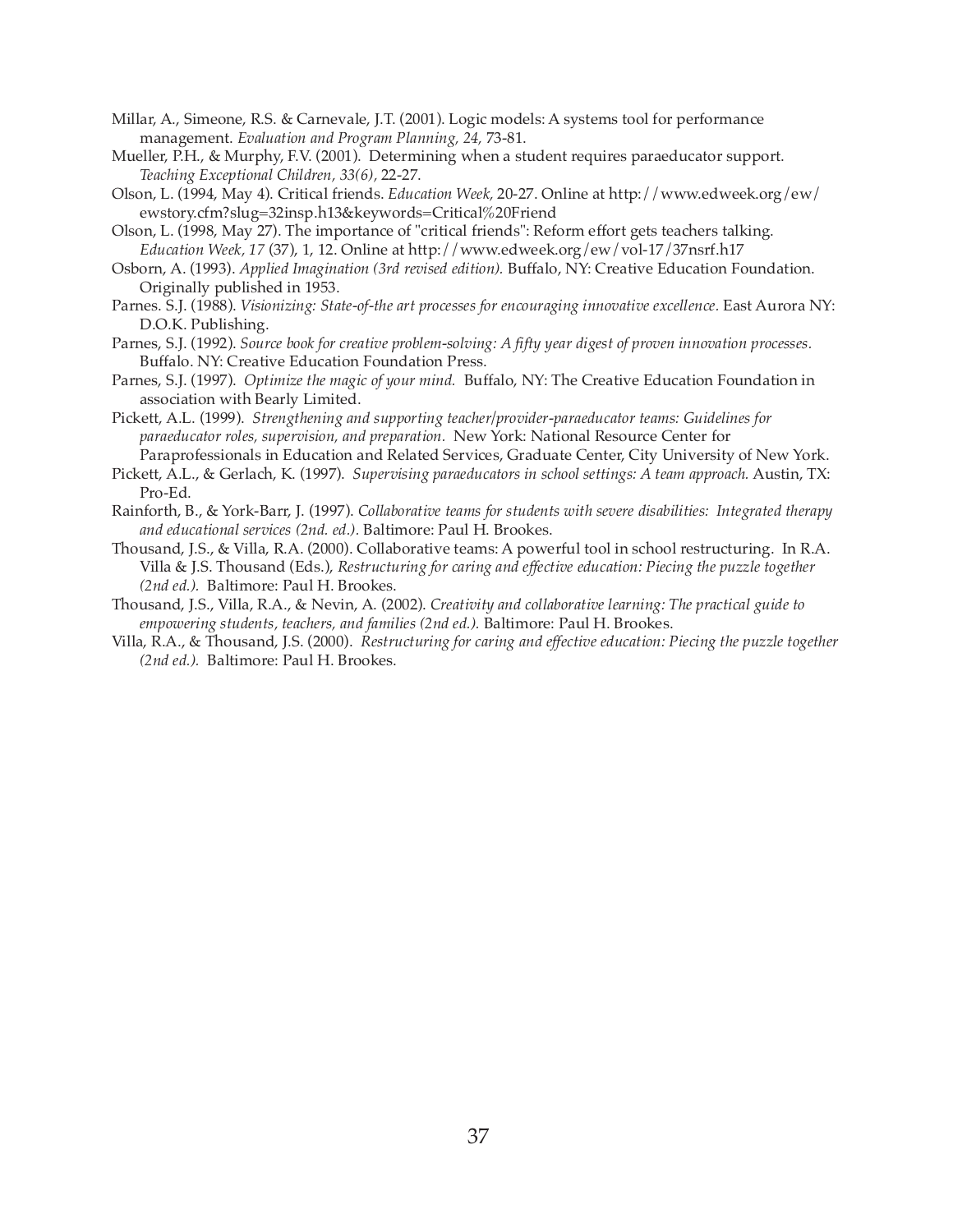Millar, A., Simeone, R.S. & Carnevale, J.T. (2001). Logic models: A systems tool for performance management. *Evaluation and Program Planning, 24,* 73-81.

Mueller, P.H., & Murphy, F.V. (2001). Determining when a student requires paraeducator support. *Teaching Exceptional Children, 33(6),* 22-27.

Olson, L. (1994, May 4). Critical friends. *Education Week,* 20-27. Online at http://www.edweek.org/ew/ewstory.cfm?slug=32insp.h13&keywords=Critical%20Friend

Olson, L. (1998, May 27). The importance of "critical friends": Reform effort gets teachers talking. *Education Week, 17* (37), 1, 12. Online at http://www.edweek.org/ew/vol-17/37nsrf.h17

Osborn, A. (1993). *Applied Imagination (3rd revised edition).* Buffalo, NY: Creative Education Foundation. Originally published in 1953.

Parnes. S.J. (1988). *Visionizing: State-of-the art processes for encouraging innovative excellence.* East Aurora NY: D.O.K. Publishing.

Parnes, S.J. (1992). *Source book for creative problem-solving: A fifty year digest of proven innovation processes.* Buffalo. NY: Creative Education Foundation Press.

Parnes, S.J. (1997). *Optimize the magic of your mind.* Buffalo, NY: The Creative Education Foundation in association with Bearly Limited.

Pickett, A.L. (1999). *Strengthening and supporting teacher/provider-paraeducator teams: Guidelines for paraeducator roles, supervision, and preparation.* New York: National Resource Center for Paraprofessionals in Education and Related Services, Graduate Center, City University of New York.

Pickett, A.L., & Gerlach, K. (1997). *Supervising paraeducators in school settings: A team approach.* Austin, TX: Pro-Ed.

Rainforth, B., & York-Barr, J. (1997). *Collaborative teams for students with severe disabilities: Integrated therapy and educational services (2nd. ed.).* Baltimore: Paul H. Brookes.

Thousand, J.S., & Villa, R.A. (2000). Collaborative teams: A powerful tool in school restructuring. In R.A. Villa & J.S. Thousand (Eds.), *Restructuring for caring and effective education: Piecing the puzzle together (2nd ed.).* Baltimore: Paul H. Brookes.

Thousand, J.S., Villa, R.A., & Nevin, A. (2002). *Creativity and collaborative learning: The practical guide to empowering students, teachers, and families (2nd ed.).* Baltimore: Paul H. Brookes.

Villa, R.A., & Thousand, J.S. (2000). *Restructuring for caring and effective education: Piecing the puzzle together (2nd ed.).* Baltimore: Paul H. Brookes.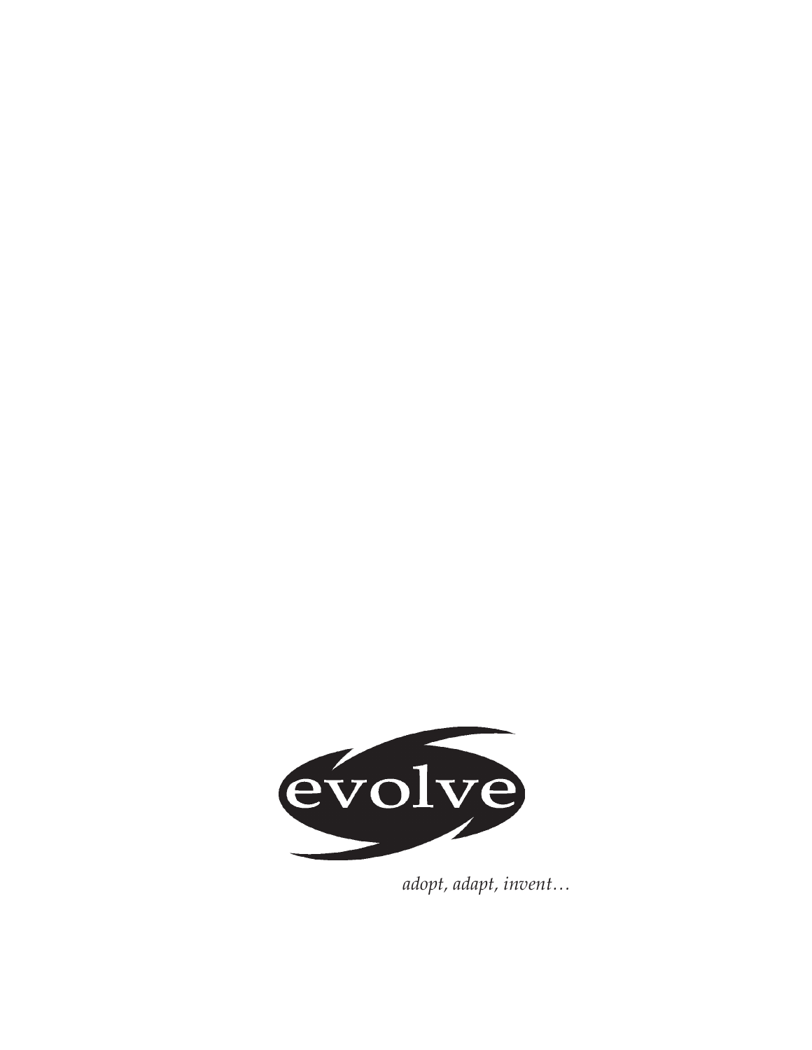evolve

*adopt, adapt, invent…*